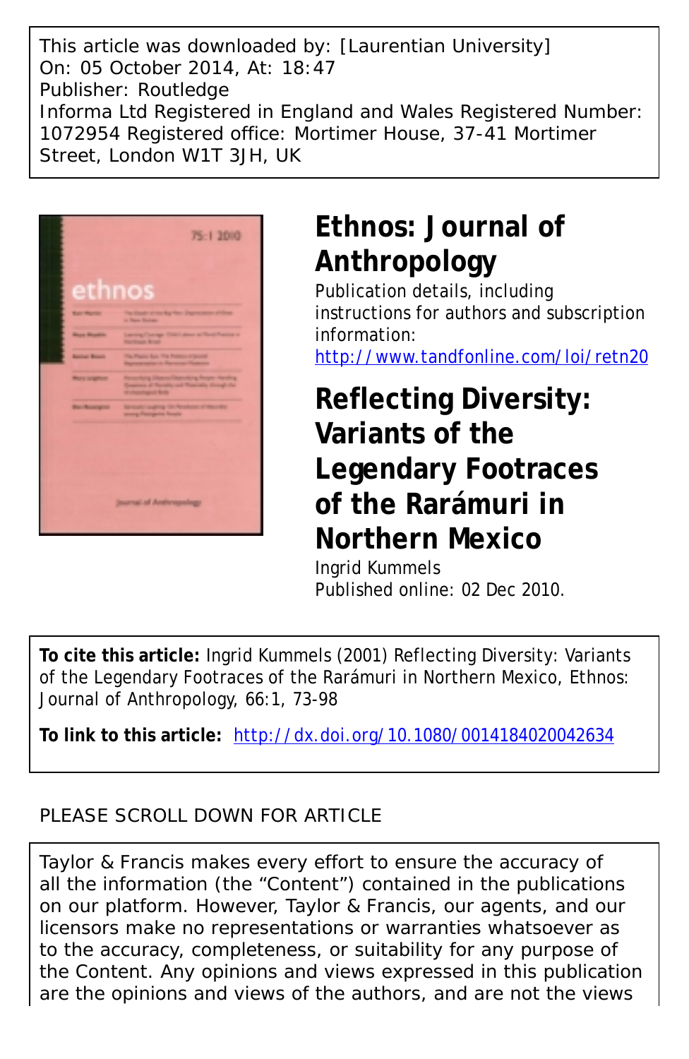This article was downloaded by: [Laurentian University]
On: 05 October 2014, At: 18:47
Publisher: Routledge
Informa Ltd Registered in England and Wales Registered Number: 1072954 Registered office: Mortimer House, 37-41 Mortimer Street, London W1T 3JH, UK

# Ethnos: Journal of Anthropology

Publication details, including instructions for authors and subscription information:
http://www.tandfonline.com/loi/retn20

# Reflecting Diversity: Variants of the Legendary Footraces of the Rarámuri in Northern Mexico

Ingrid Kummels
Published online: 02 Dec 2010.

**To cite this article:** Ingrid Kummels (2001) Reflecting Diversity: Variants of the Legendary Footraces of the Rarámuri in Northern Mexico, Ethnos: Journal of Anthropology, 66:1, 73-98

**To link to this article:** http://dx.doi.org/10.1080/00141840020042634

PLEASE SCROLL DOWN FOR ARTICLE

Taylor & Francis makes every effort to ensure the accuracy of all the information (the "Content") contained in the publications on our platform. However, Taylor & Francis, our agents, and our licensors make no representations or warranties whatsoever as to the accuracy, completeness, or suitability for any purpose of the Content. Any opinions and views expressed in this publication are the opinions and views of the authors, and are not the views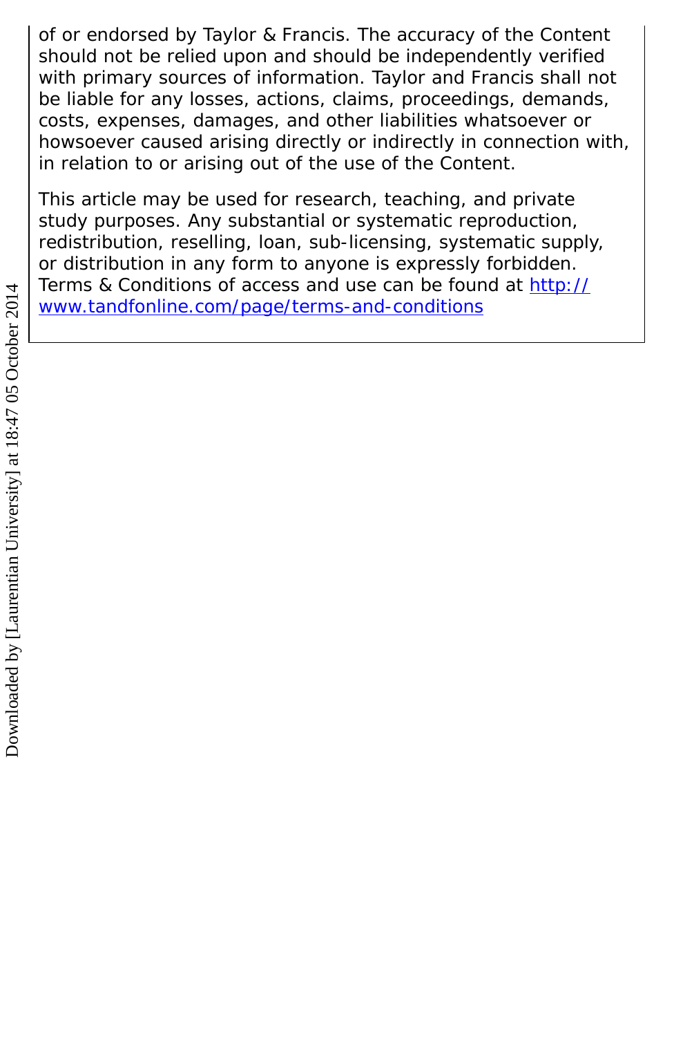of or endorsed by Taylor & Francis. The accuracy of the Content should not be relied upon and should be independently verified with primary sources of information. Taylor and Francis shall not be liable for any losses, actions, claims, proceedings, demands, costs, expenses, damages, and other liabilities whatsoever or howsoever caused arising directly or indirectly in connection with, in relation to or arising out of the use of the Content.

This article may be used for research, teaching, and private study purposes. Any substantial or systematic reproduction, redistribution, reselling, loan, sub-licensing, systematic supply, or distribution in any form to anyone is expressly forbidden. Terms & Conditions of access and use can be found at http://www.tandfonline.com/page/terms-and-conditions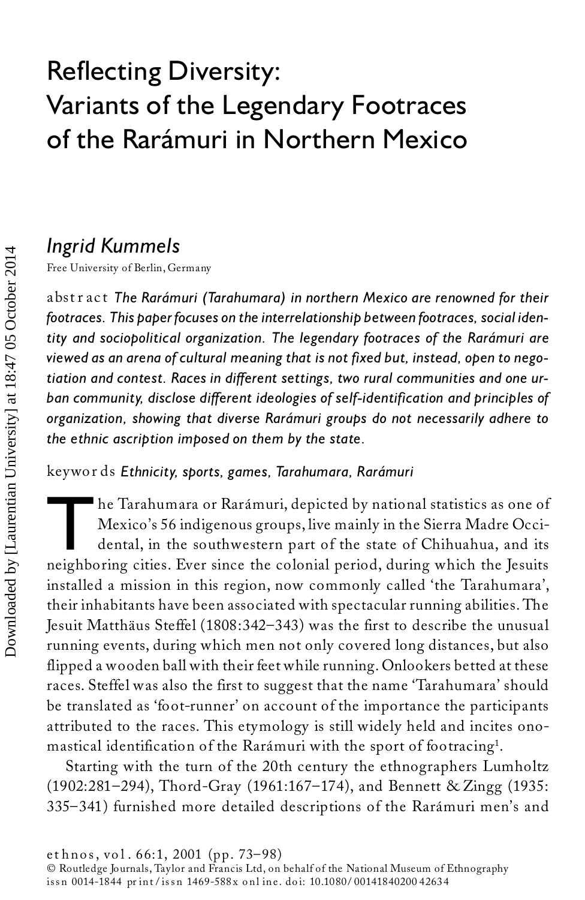# Reflecting Diversity: Variants of the Legendary Footraces of the Rarámuri in Northern Mexico

## *Ingrid Kummels*

Free University of Berlin, Germany

abstract *The Rarámuri (Tarahumara) in northern Mexico are renowned for their footraces. This paper focuses on the interrelationship between footraces, social identity and sociopolitical organization. The legendary footraces of the Rarámuri are viewed as an arena of cultural meaning that is not fixed but, instead, open to negotiation and contest. Races in different settings, two rural communities and one urban community, disclose different ideologies of self-identification and principles of organization, showing that diverse Rarámuri groups do not necessarily adhere to the ethnic ascription imposed on them by the state.*

keywords *Ethnicity, sports, games, Tarahumara, Rarámuri*

The Tarahumara or Rarámuri, depicted by national statistics as one of Mexico's 56 indigenous groups, live mainly in the Sierra Madre Occidental, in the southwestern part of the state of Chihuahua, and its neighboring cities. Ever since the colonial period, during which the Jesuits installed a mission in this region, now commonly called 'the Tarahumara', their inhabitants have been associated with spectacular running abilities. The Jesuit Matthäus Steffel (1808:342–343) was the first to describe the unusual running events, during which men not only covered long distances, but also flipped a wooden ball with their feet while running. Onlookers betted at these races. Steffel was also the first to suggest that the name 'Tarahumara' should be translated as 'foot-runner' on account of the importance the participants attributed to the races. This etymology is still widely held and incites onomastical identification of the Rarámuri with the sport of footracing[1].

Starting with the turn of the 20th century the ethnographers Lumholtz (1902:281–294), Thord-Gray (1961:167–174), and Bennett & Zingg (1935: 335–341) furnished more detailed descriptions of the Rarámuri men's and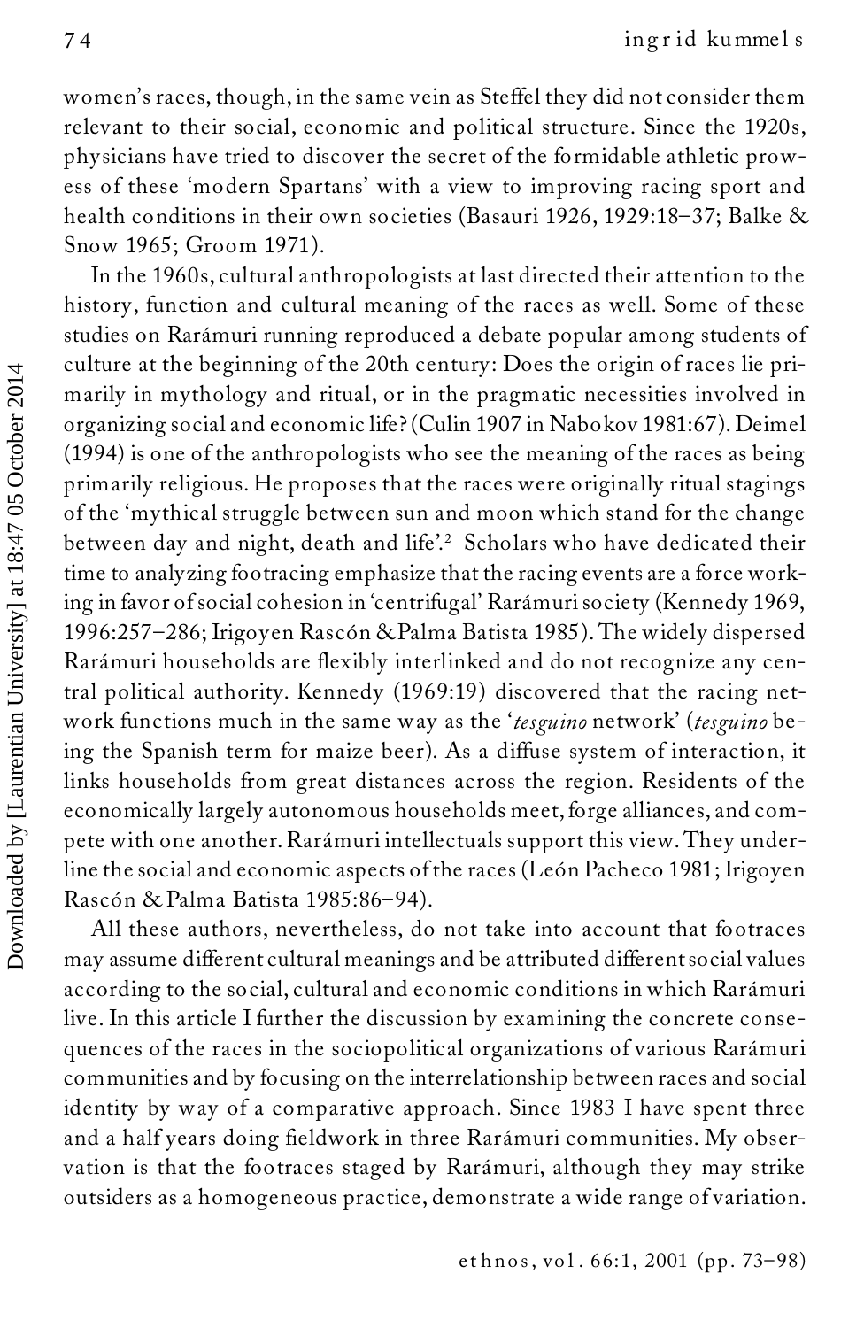women's races, though, in the same vein as Steffel they did not consider them relevant to their social, economic and political structure. Since the 1920s, physicians have tried to discover the secret of the formidable athletic prowess of these 'modern Spartans' with a view to improving racing sport and health conditions in their own societies (Basauri 1926, 1929:18–37; Balke & Snow 1965; Groom 1971).

In the 1960s, cultural anthropologists at last directed their attention to the history, function and cultural meaning of the races as well. Some of these studies on Rarámuri running reproduced a debate popular among students of culture at the beginning of the 20th century: Does the origin of races lie primarily in mythology and ritual, or in the pragmatic necessities involved in organizing social and economic life? (Culin 1907 in Nabokov 1981:67). Deimel (1994) is one of the anthropologists who see the meaning of the races as being primarily religious. He proposes that the races were originally ritual stagings of the 'mythical struggle between sun and moon which stand for the change between day and night, death and life'.[2] Scholars who have dedicated their time to analyzing footracing emphasize that the racing events are a force working in favor of social cohesion in 'centrifugal' Rarámuri society (Kennedy 1969, 1996:257–286; Irigoyen Rascón & Palma Batista 1985). The widely dispersed Rarámuri households are flexibly interlinked and do not recognize any central political authority. Kennedy (1969:19) discovered that the racing network functions much in the same way as the '*tesguino* network' (*tesguino* being the Spanish term for maize beer). As a diffuse system of interaction, it links households from great distances across the region. Residents of the economically largely autonomous households meet, forge alliances, and compete with one another. Rarámuri intellectuals support this view. They underline the social and economic aspects of the races (León Pacheco 1981; Irigoyen Rascón & Palma Batista 1985:86–94).

All these authors, nevertheless, do not take into account that footraces may assume different cultural meanings and be attributed different social values according to the social, cultural and economic conditions in which Rarámuri live. In this article I further the discussion by examining the concrete consequences of the races in the sociopolitical organizations of various Rarámuri communities and by focusing on the interrelationship between races and social identity by way of a comparative approach. Since 1983 I have spent three and a half years doing fieldwork in three Rarámuri communities. My observation is that the footraces staged by Rarámuri, although they may strike outsiders as a homogeneous practice, demonstrate a wide range of variation.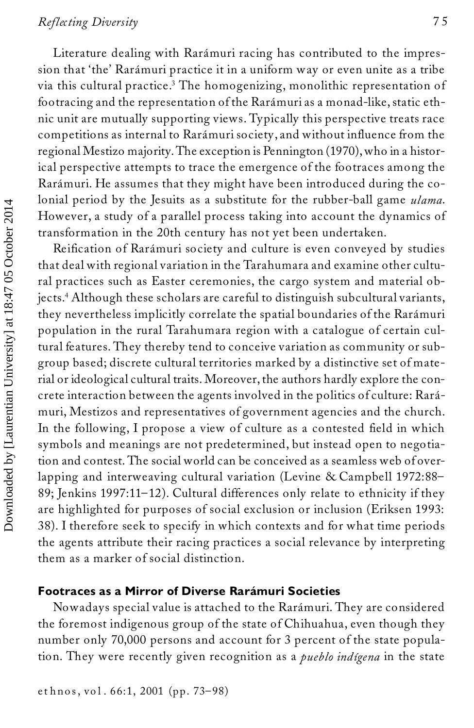Literature dealing with Rarámuri racing has contributed to the impression that 'the' Rarámuri practice it in a uniform way or even unite as a tribe via this cultural practice.[3] The homogenizing, monolithic representation of footracing and the representation of the Rarámuri as a monad-like, static ethnic unit are mutually supporting views. Typically this perspective treats race competitions as internal to Rarámuri society, and without influence from the regional Mestizo majority. The exception is Pennington (1970), who in a historical perspective attempts to trace the emergence of the footraces among the Rarámuri. He assumes that they might have been introduced during the colonial period by the Jesuits as a substitute for the rubber-ball game *ulama*. However, a study of a parallel process taking into account the dynamics of transformation in the 20th century has not yet been undertaken.

Reification of Rarámuri society and culture is even conveyed by studies that deal with regional variation in the Tarahumara and examine other cultural practices such as Easter ceremonies, the cargo system and material objects.[4] Although these scholars are careful to distinguish subcultural variants, they nevertheless implicitly correlate the spatial boundaries of the Rarámuri population in the rural Tarahumara region with a catalogue of certain cultural features. They thereby tend to conceive variation as community or subgroup based; discrete cultural territories marked by a distinctive set of material or ideological cultural traits. Moreover, the authors hardly explore the concrete interaction between the agents involved in the politics of culture: Rarámuri, Mestizos and representatives of government agencies and the church. In the following, I propose a view of culture as a contested field in which symbols and meanings are not predetermined, but instead open to negotiation and contest. The social world can be conceived as a seamless web of overlapping and interweaving cultural variation (Levine & Campbell 1972:88–89; Jenkins 1997:11–12). Cultural differences only relate to ethnicity if they are highlighted for purposes of social exclusion or inclusion (Eriksen 1993: 38). I therefore seek to specify in which contexts and for what time periods the agents attribute their racing practices a social relevance by interpreting them as a marker of social distinction.

## Footraces as a Mirror of Diverse Rarámuri Societies

Nowadays special value is attached to the Rarámuri. They are considered the foremost indigenous group of the state of Chihuahua, even though they number only 70,000 persons and account for 3 percent of the state population. They were recently given recognition as a *pueblo indígena* in the state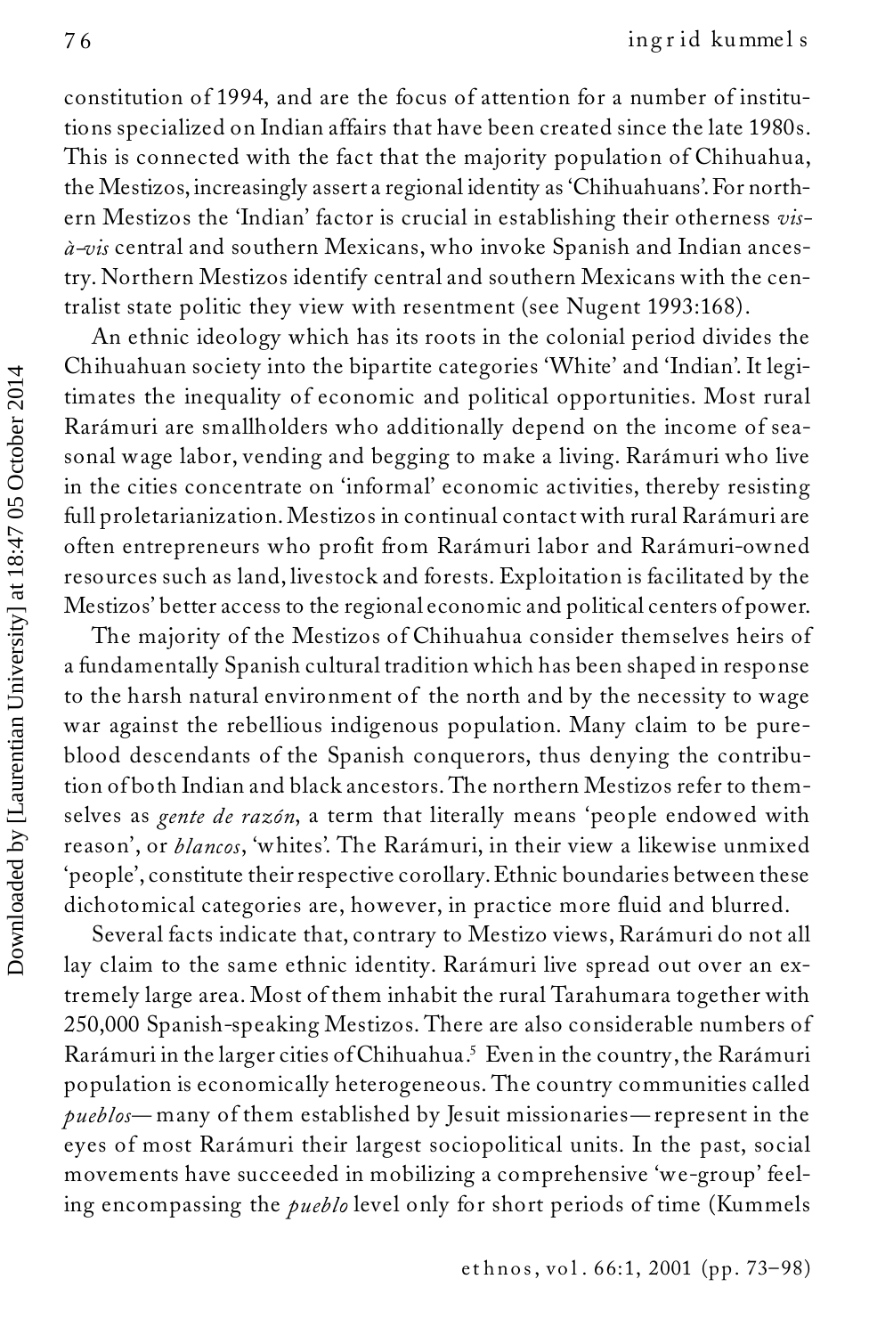constitution of 1994, and are the focus of attention for a number of institutions specialized on Indian affairs that have been created since the late 1980s. This is connected with the fact that the majority population of Chihuahua, the Mestizos, increasingly assert a regional identity as 'Chihuahuans'. For northern Mestizos the 'Indian' factor is crucial in establishing their otherness *vis-à-vis* central and southern Mexicans, who invoke Spanish and Indian ancestry. Northern Mestizos identify central and southern Mexicans with the centralist state politic they view with resentment (see Nugent 1993:168).

An ethnic ideology which has its roots in the colonial period divides the Chihuahuan society into the bipartite categories 'White' and 'Indian'. It legitimates the inequality of economic and political opportunities. Most rural Rarámuri are smallholders who additionally depend on the income of seasonal wage labor, vending and begging to make a living. Rarámuri who live in the cities concentrate on 'informal' economic activities, thereby resisting full proletarianization. Mestizos in continual contact with rural Rarámuri are often entrepreneurs who profit from Rarámuri labor and Rarámuri-owned resources such as land, livestock and forests. Exploitation is facilitated by the Mestizos' better access to the regional economic and political centers of power.

The majority of the Mestizos of Chihuahua consider themselves heirs of a fundamentally Spanish cultural tradition which has been shaped in response to the harsh natural environment of the north and by the necessity to wage war against the rebellious indigenous population. Many claim to be pure-blood descendants of the Spanish conquerors, thus denying the contribution of both Indian and black ancestors. The northern Mestizos refer to themselves as *gente de razón*, a term that literally means 'people endowed with reason', or *blancos*, 'whites'. The Rarámuri, in their view a likewise unmixed 'people', constitute their respective corollary. Ethnic boundaries between these dichotomical categories are, however, in practice more fluid and blurred.

Several facts indicate that, contrary to Mestizo views, Rarámuri do not all lay claim to the same ethnic identity. Rarámuri live spread out over an extremely large area. Most of them inhabit the rural Tarahumara together with 250,000 Spanish-speaking Mestizos. There are also considerable numbers of Rarámuri in the larger cities of Chihuahua.[5] Even in the country, the Rarámuri population is economically heterogeneous. The country communities called *pueblos*—many of them established by Jesuit missionaries—represent in the eyes of most Rarámuri their largest sociopolitical units. In the past, social movements have succeeded in mobilizing a comprehensive 'we-group' feeling encompassing the *pueblo* level only for short periods of time (Kummels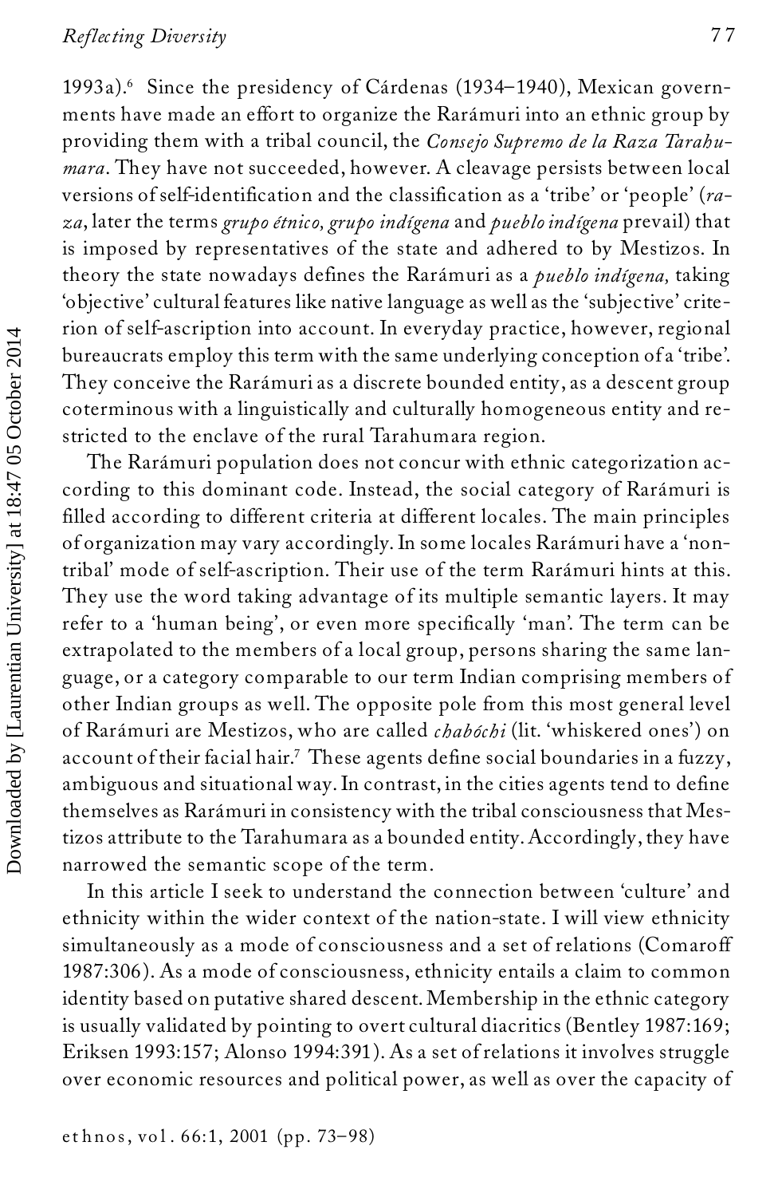1993a).[6] Since the presidency of Cárdenas (1934–1940), Mexican governments have made an effort to organize the Rarámuri into an ethnic group by providing them with a tribal council, the *Consejo Supremo de la Raza Tarahumara*. They have not succeeded, however. A cleavage persists between local versions of self-identification and the classification as a 'tribe' or 'people' (*raza*, later the terms *grupo étnico, grupo indígena* and *pueblo indígena* prevail) that is imposed by representatives of the state and adhered to by Mestizos. In theory the state nowadays defines the Rarámuri as a *pueblo indígena,* taking 'objective' cultural features like native language as well as the 'subjective' criterion of self-ascription into account. In everyday practice, however, regional bureaucrats employ this term with the same underlying conception of a 'tribe'. They conceive the Rarámuri as a discrete bounded entity, as a descent group coterminous with a linguistically and culturally homogeneous entity and restricted to the enclave of the rural Tarahumara region.

The Rarámuri population does not concur with ethnic categorization according to this dominant code. Instead, the social category of Rarámuri is filled according to different criteria at different locales. The main principles of organization may vary accordingly. In some locales Rarámuri have a 'non-tribal' mode of self-ascription. Their use of the term Rarámuri hints at this. They use the word taking advantage of its multiple semantic layers. It may refer to a 'human being', or even more specifically 'man'. The term can be extrapolated to the members of a local group, persons sharing the same language, or a category comparable to our term Indian comprising members of other Indian groups as well. The opposite pole from this most general level of Rarámuri are Mestizos, who are called *chabóchi* (lit. 'whiskered ones') on account of their facial hair.[7] These agents define social boundaries in a fuzzy, ambiguous and situational way. In contrast, in the cities agents tend to define themselves as Rarámuri in consistency with the tribal consciousness that Mestizos attribute to the Tarahumara as a bounded entity. Accordingly, they have narrowed the semantic scope of the term.

In this article I seek to understand the connection between 'culture' and ethnicity within the wider context of the nation-state. I will view ethnicity simultaneously as a mode of consciousness and a set of relations (Comaroff 1987:306). As a mode of consciousness, ethnicity entails a claim to common identity based on putative shared descent. Membership in the ethnic category is usually validated by pointing to overt cultural diacritics (Bentley 1987:169; Eriksen 1993:157; Alonso 1994:391). As a set of relations it involves struggle over economic resources and political power, as well as over the capacity of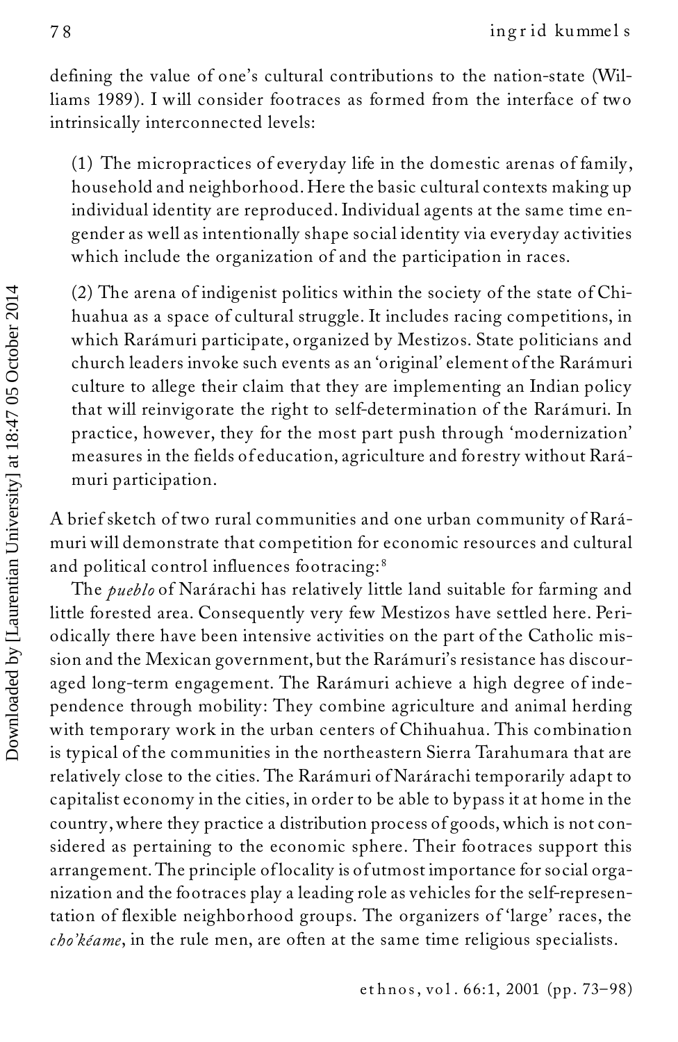defining the value of one's cultural contributions to the nation-state (Williams 1989). I will consider footraces as formed from the interface of two intrinsically interconnected levels:

(1) The micropractices of everyday life in the domestic arenas of family, household and neighborhood. Here the basic cultural contexts making up individual identity are reproduced. Individual agents at the same time engender as well as intentionally shape social identity via everyday activities which include the organization of and the participation in races.

(2) The arena of indigenist politics within the society of the state of Chihuahua as a space of cultural struggle. It includes racing competitions, in which Rarámuri participate, organized by Mestizos. State politicians and church leaders invoke such events as an 'original' element of the Rarámuri culture to allege their claim that they are implementing an Indian policy that will reinvigorate the right to self-determination of the Rarámuri. In practice, however, they for the most part push through 'modernization' measures in the fields of education, agriculture and forestry without Rarámuri participation.

A brief sketch of two rural communities and one urban community of Rarámuri will demonstrate that competition for economic resources and cultural and political control influences footracing:[8]

The *pueblo* of Narárachi has relatively little land suitable for farming and little forested area. Consequently very few Mestizos have settled here. Periodically there have been intensive activities on the part of the Catholic mission and the Mexican government, but the Rarámuri's resistance has discouraged long-term engagement. The Rarámuri achieve a high degree of independence through mobility: They combine agriculture and animal herding with temporary work in the urban centers of Chihuahua. This combination is typical of the communities in the northeastern Sierra Tarahumara that are relatively close to the cities. The Rarámuri of Narárachi temporarily adapt to capitalist economy in the cities, in order to be able to bypass it at home in the country, where they practice a distribution process of goods, which is not considered as pertaining to the economic sphere. Their footraces support this arrangement. The principle of locality is of utmost importance for social organization and the footraces play a leading role as vehicles for the self-representation of flexible neighborhood groups. The organizers of 'large' races, the *cho'kéame*, in the rule men, are often at the same time religious specialists.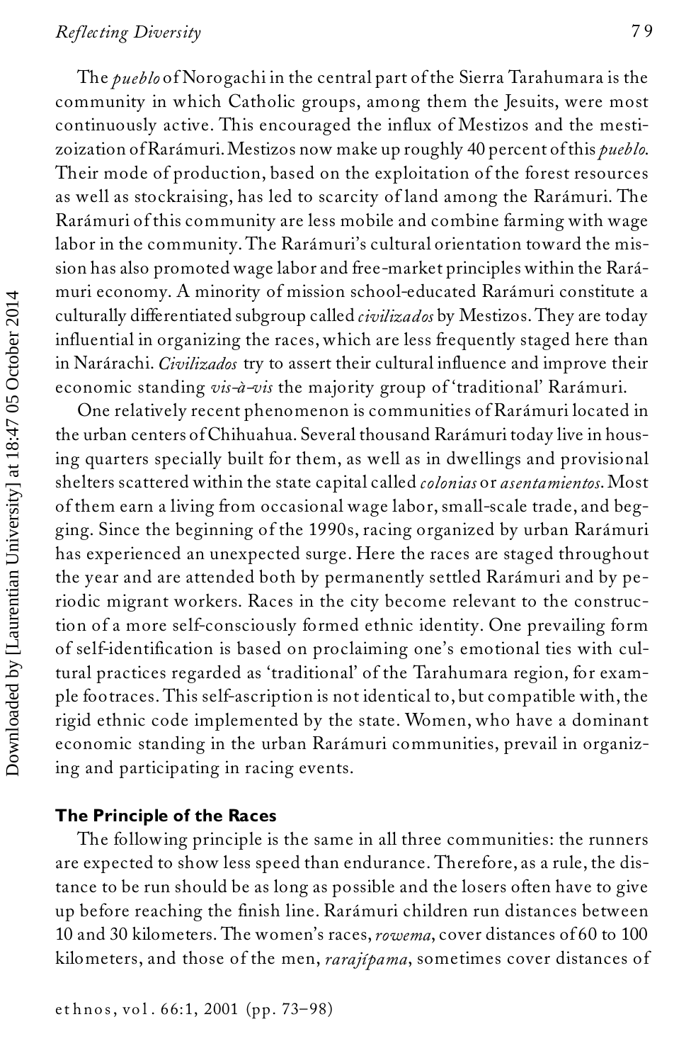The *pueblo* of Norogachi in the central part of the Sierra Tarahumara is the community in which Catholic groups, among them the Jesuits, were most continuously active. This encouraged the influx of Mestizos and the mestizoization of Rarámuri. Mestizos now make up roughly 40 percent of this *pueblo*. Their mode of production, based on the exploitation of the forest resources as well as stockraising, has led to scarcity of land among the Rarámuri. The Rarámuri of this community are less mobile and combine farming with wage labor in the community. The Rarámuri's cultural orientation toward the mission has also promoted wage labor and free-market principles within the Rarámuri economy. A minority of mission school-educated Rarámuri constitute a culturally differentiated subgroup called *civilizados* by Mestizos. They are today influential in organizing the races, which are less frequently staged here than in Narárachi. *Civilizados* try to assert their cultural influence and improve their economic standing *vis-à-vis* the majority group of 'traditional' Rarámuri.

One relatively recent phenomenon is communities of Rarámuri located in the urban centers of Chihuahua. Several thousand Rarámuri today live in housing quarters specially built for them, as well as in dwellings and provisional shelters scattered within the state capital called *colonias* or *asentamientos*. Most of them earn a living from occasional wage labor, small-scale trade, and begging. Since the beginning of the 1990s, racing organized by urban Rarámuri has experienced an unexpected surge. Here the races are staged throughout the year and are attended both by permanently settled Rarámuri and by periodic migrant workers. Races in the city become relevant to the construction of a more self-consciously formed ethnic identity. One prevailing form of self-identification is based on proclaiming one's emotional ties with cultural practices regarded as 'traditional' of the Tarahumara region, for example footraces. This self-ascription is not identical to, but compatible with, the rigid ethnic code implemented by the state. Women, who have a dominant economic standing in the urban Rarámuri communities, prevail in organizing and participating in racing events.

## The Principle of the Races

The following principle is the same in all three communities: the runners are expected to show less speed than endurance. Therefore, as a rule, the distance to be run should be as long as possible and the losers often have to give up before reaching the finish line. Rarámuri children run distances between 10 and 30 kilometers. The women's races, *rowema*, cover distances of 60 to 100 kilometers, and those of the men, *rarajípama*, sometimes cover distances of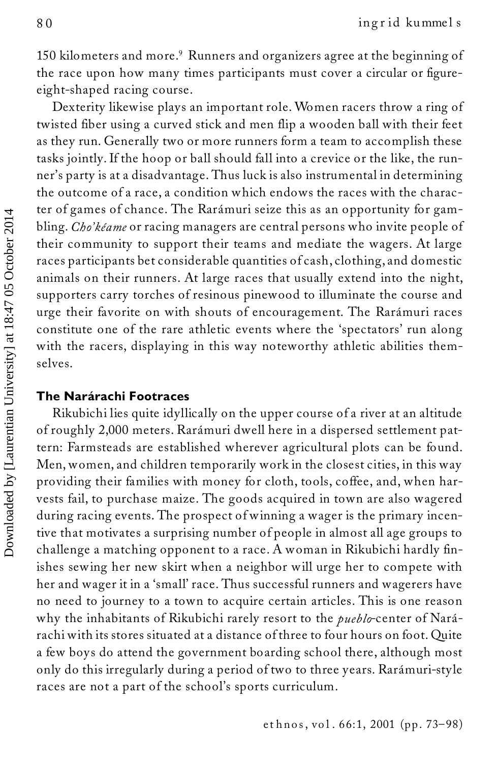150 kilometers and more.[9] Runners and organizers agree at the beginning of the race upon how many times participants must cover a circular or figure-eight-shaped racing course.

Dexterity likewise plays an important role. Women racers throw a ring of twisted fiber using a curved stick and men flip a wooden ball with their feet as they run. Generally two or more runners form a team to accomplish these tasks jointly. If the hoop or ball should fall into a crevice or the like, the runner's party is at a disadvantage. Thus luck is also instrumental in determining the outcome of a race, a condition which endows the races with the character of games of chance. The Rarámuri seize this as an opportunity for gambling. *Cho'kéame* or racing managers are central persons who invite people of their community to support their teams and mediate the wagers. At large races participants bet considerable quantities of cash, clothing, and domestic animals on their runners. At large races that usually extend into the night, supporters carry torches of resinous pinewood to illuminate the course and urge their favorite on with shouts of encouragement. The Rarámuri races constitute one of the rare athletic events where the 'spectators' run along with the racers, displaying in this way noteworthy athletic abilities themselves.

### The Narárachi Footraces

Rikubichi lies quite idyllically on the upper course of a river at an altitude of roughly 2,000 meters. Rarámuri dwell here in a dispersed settlement pattern: Farmsteads are established wherever agricultural plots can be found. Men, women, and children temporarily work in the closest cities, in this way providing their families with money for cloth, tools, coffee, and, when harvests fail, to purchase maize. The goods acquired in town are also wagered during racing events. The prospect of winning a wager is the primary incentive that motivates a surprising number of people in almost all age groups to challenge a matching opponent to a race. A woman in Rikubichi hardly finishes sewing her new skirt when a neighbor will urge her to compete with her and wager it in a 'small' race. Thus successful runners and wagerers have no need to journey to a town to acquire certain articles. This is one reason why the inhabitants of Rikubichi rarely resort to the *pueblo*-center of Narárachi with its stores situated at a distance of three to four hours on foot. Quite a few boys do attend the government boarding school there, although most only do this irregularly during a period of two to three years. Rarámuri-style races are not a part of the school's sports curriculum.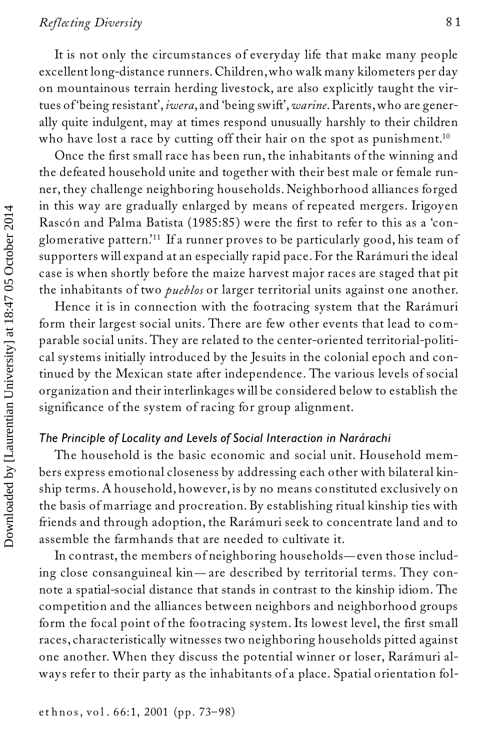It is not only the circumstances of everyday life that make many people excellent long-distance runners. Children, who walk many kilometers per day on mountainous terrain herding livestock, are also explicitly taught the virtues of 'being resistant', *iwera*, and 'being swift', *warine*. Parents, who are generally quite indulgent, may at times respond unusually harshly to their children who have lost a race by cutting off their hair on the spot as punishment.[10]

Once the first small race has been run, the inhabitants of the winning and the defeated household unite and together with their best male or female runner, they challenge neighboring households. Neighborhood alliances forged in this way are gradually enlarged by means of repeated mergers. Irigoyen Rascón and Palma Batista (1985:85) were the first to refer to this as a 'conglomerative pattern.'[11] If a runner proves to be particularly good, his team of supporters will expand at an especially rapid pace. For the Rarámuri the ideal case is when shortly before the maize harvest major races are staged that pit the inhabitants of two *pueblos* or larger territorial units against one another.

Hence it is in connection with the footracing system that the Rarámuri form their largest social units. There are few other events that lead to comparable social units. They are related to the center-oriented territorial-political systems initially introduced by the Jesuits in the colonial epoch and continued by the Mexican state after independence. The various levels of social organization and their interlinkages will be considered below to establish the significance of the system of racing for group alignment.

### *The Principle of Locality and Levels of Social Interaction in Narárachi*

The household is the basic economic and social unit. Household members express emotional closeness by addressing each other with bilateral kinship terms. A household, however, is by no means constituted exclusively on the basis of marriage and procreation. By establishing ritual kinship ties with friends and through adoption, the Rarámuri seek to concentrate land and to assemble the farmhands that are needed to cultivate it.

In contrast, the members of neighboring households—even those including close consanguineal kin—are described by territorial terms. They connote a spatial-social distance that stands in contrast to the kinship idiom. The competition and the alliances between neighbors and neighborhood groups form the focal point of the footracing system. Its lowest level, the first small races, characteristically witnesses two neighboring households pitted against one another. When they discuss the potential winner or loser, Rarámuri always refer to their party as the inhabitants of a place. Spatial orientation fol-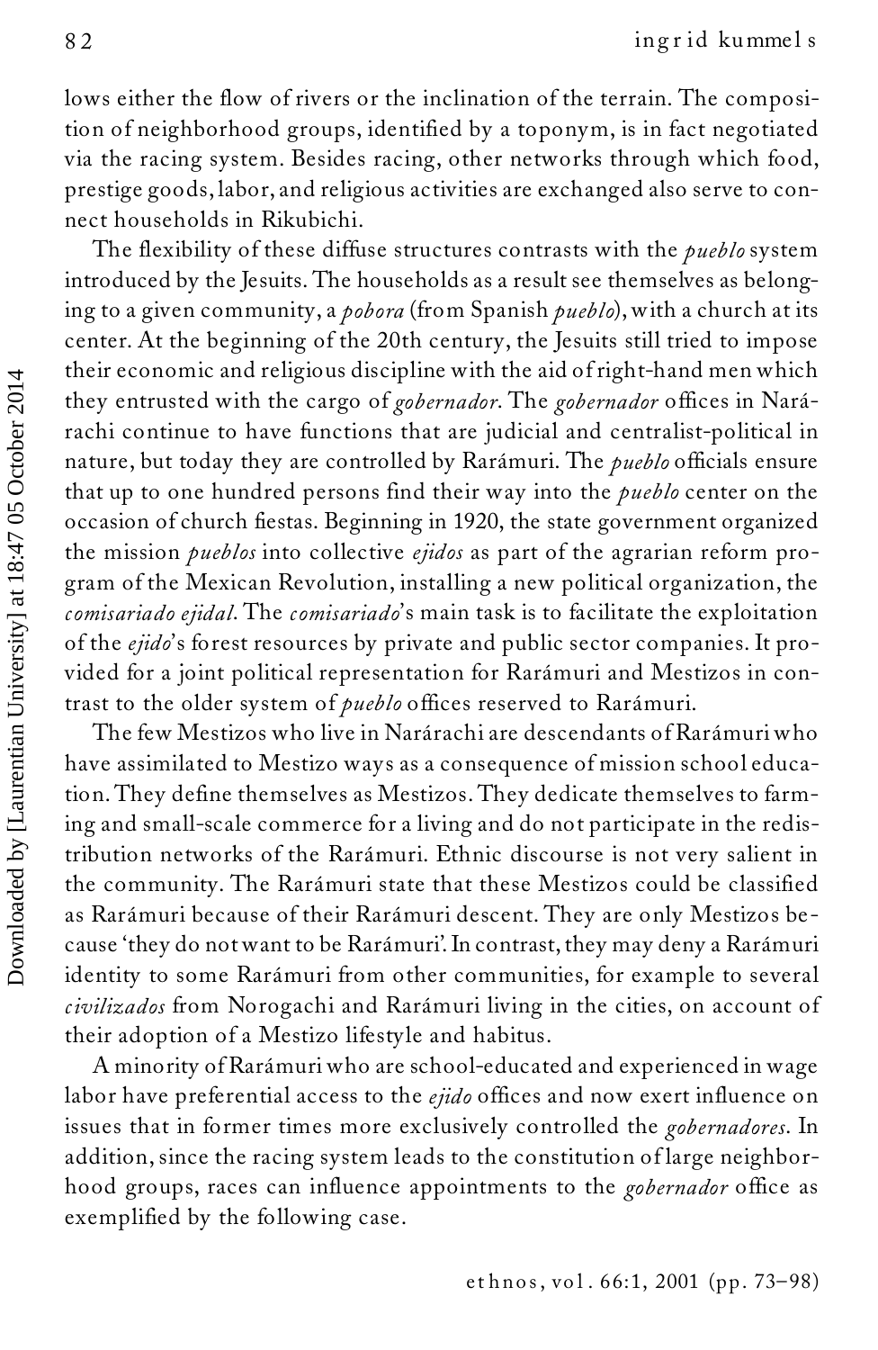lows either the flow of rivers or the inclination of the terrain. The composition of neighborhood groups, identified by a toponym, is in fact negotiated via the racing system. Besides racing, other networks through which food, prestige goods, labor, and religious activities are exchanged also serve to connect households in Rikubichi.

The flexibility of these diffuse structures contrasts with the *pueblo* system introduced by the Jesuits. The households as a result see themselves as belonging to a given community, a *pobora* (from Spanish *pueblo*), with a church at its center. At the beginning of the 20th century, the Jesuits still tried to impose their economic and religious discipline with the aid of right-hand men which they entrusted with the cargo of *gobernador*. The *gobernador* offices in Narárachi continue to have functions that are judicial and centralist-political in nature, but today they are controlled by Rarámuri. The *pueblo* officials ensure that up to one hundred persons find their way into the *pueblo* center on the occasion of church fiestas. Beginning in 1920, the state government organized the mission *pueblos* into collective *ejidos* as part of the agrarian reform program of the Mexican Revolution, installing a new political organization, the *comisariado ejidal*. The *comisariado*'s main task is to facilitate the exploitation of the *ejido*'s forest resources by private and public sector companies. It provided for a joint political representation for Rarámuri and Mestizos in contrast to the older system of *pueblo* offices reserved to Rarámuri.

The few Mestizos who live in Narárachi are descendants of Rarámuri who have assimilated to Mestizo ways as a consequence of mission school education. They define themselves as Mestizos. They dedicate themselves to farming and small-scale commerce for a living and do not participate in the redistribution networks of the Rarámuri. Ethnic discourse is not very salient in the community. The Rarámuri state that these Mestizos could be classified as Rarámuri because of their Rarámuri descent. They are only Mestizos because 'they do not want to be Rarámuri'. In contrast, they may deny a Rarámuri identity to some Rarámuri from other communities, for example to several *civilizados* from Norogachi and Rarámuri living in the cities, on account of their adoption of a Mestizo lifestyle and habitus.

A minority of Rarámuri who are school-educated and experienced in wage labor have preferential access to the *ejido* offices and now exert influence on issues that in former times more exclusively controlled the *gobernadores*. In addition, since the racing system leads to the constitution of large neighborhood groups, races can influence appointments to the *gobernador* office as exemplified by the following case.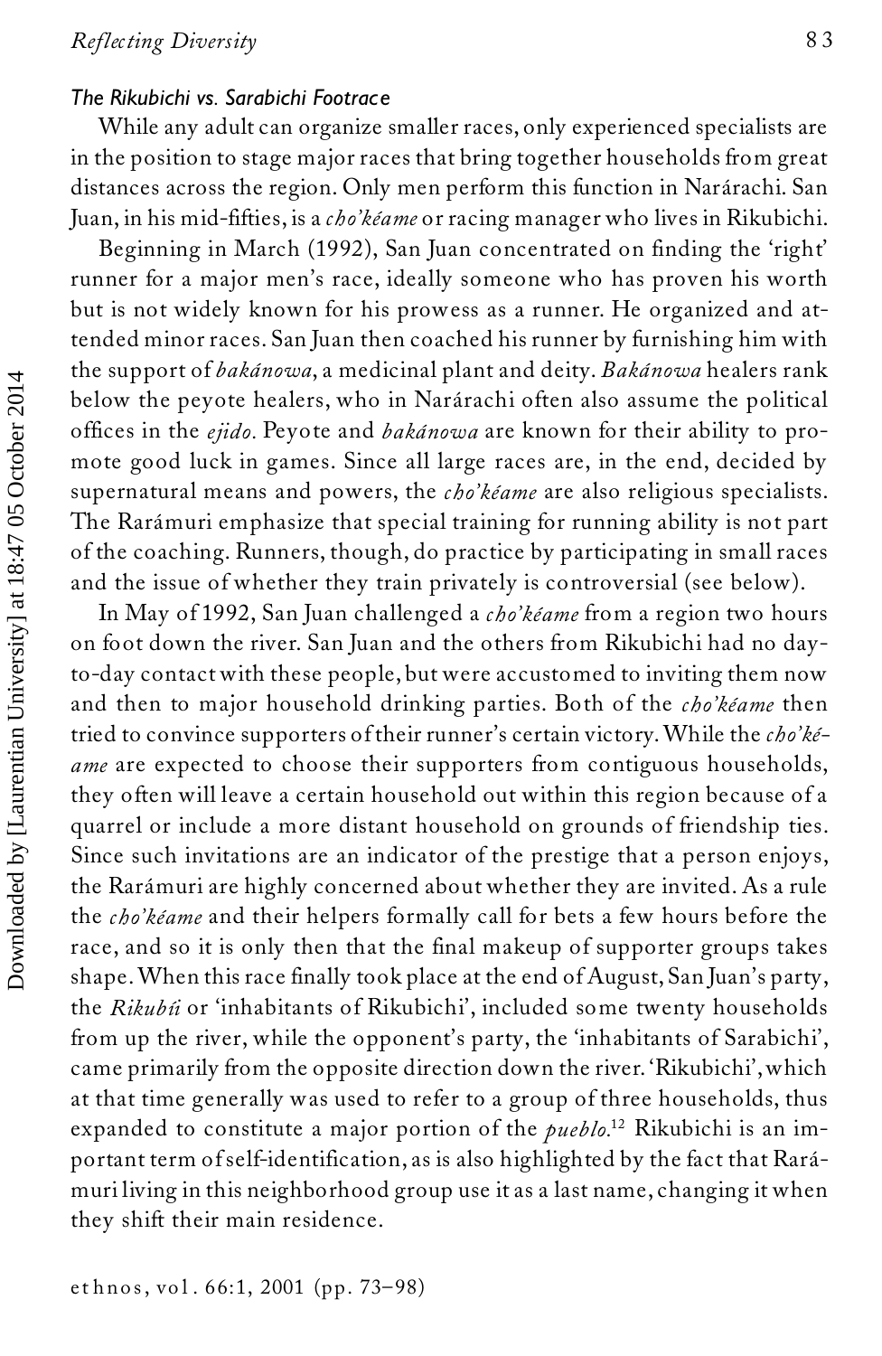### *The Rikubichi vs. Sarabichi Footrace*

While any adult can organize smaller races, only experienced specialists are in the position to stage major races that bring together households from great distances across the region. Only men perform this function in Narárachi. San Juan, in his mid-fifties, is a *cho'kéame* or racing manager who lives in Rikubichi.

Beginning in March (1992), San Juan concentrated on finding the 'right' runner for a major men's race, ideally someone who has proven his worth but is not widely known for his prowess as a runner. He organized and attended minor races. San Juan then coached his runner by furnishing him with the support of *bakánowa*, a medicinal plant and deity. *Bakánowa* healers rank below the peyote healers, who in Narárachi often also assume the political offices in the *ejido*. Peyote and *bakánowa* are known for their ability to promote good luck in games. Since all large races are, in the end, decided by supernatural means and powers, the *cho'kéame* are also religious specialists. The Rarámuri emphasize that special training for running ability is not part of the coaching. Runners, though, do practice by participating in small races and the issue of whether they train privately is controversial (see below).

In May of 1992, San Juan challenged a *cho'kéame* from a region two hours on foot down the river. San Juan and the others from Rikubichi had no day-to-day contact with these people, but were accustomed to inviting them now and then to major household drinking parties. Both of the *cho'kéame* then tried to convince supporters of their runner's certain victory. While the *cho'kéame* are expected to choose their supporters from contiguous households, they often will leave a certain household out within this region because of a quarrel or include a more distant household on grounds of friendship ties. Since such invitations are an indicator of the prestige that a person enjoys, the Rarámuri are highly concerned about whether they are invited. As a rule the *cho'kéame* and their helpers formally call for bets a few hours before the race, and so it is only then that the final makeup of supporter groups takes shape. When this race finally took place at the end of August, San Juan's party, the *Rikubíi* or 'inhabitants of Rikubichi', included some twenty households from up the river, while the opponent's party, the 'inhabitants of Sarabichi', came primarily from the opposite direction down the river. 'Rikubichi', which at that time generally was used to refer to a group of three households, thus expanded to constitute a major portion of the *pueblo*.[12] Rikubichi is an important term of self-identification, as is also highlighted by the fact that Rarámuri living in this neighborhood group use it as a last name, changing it when they shift their main residence.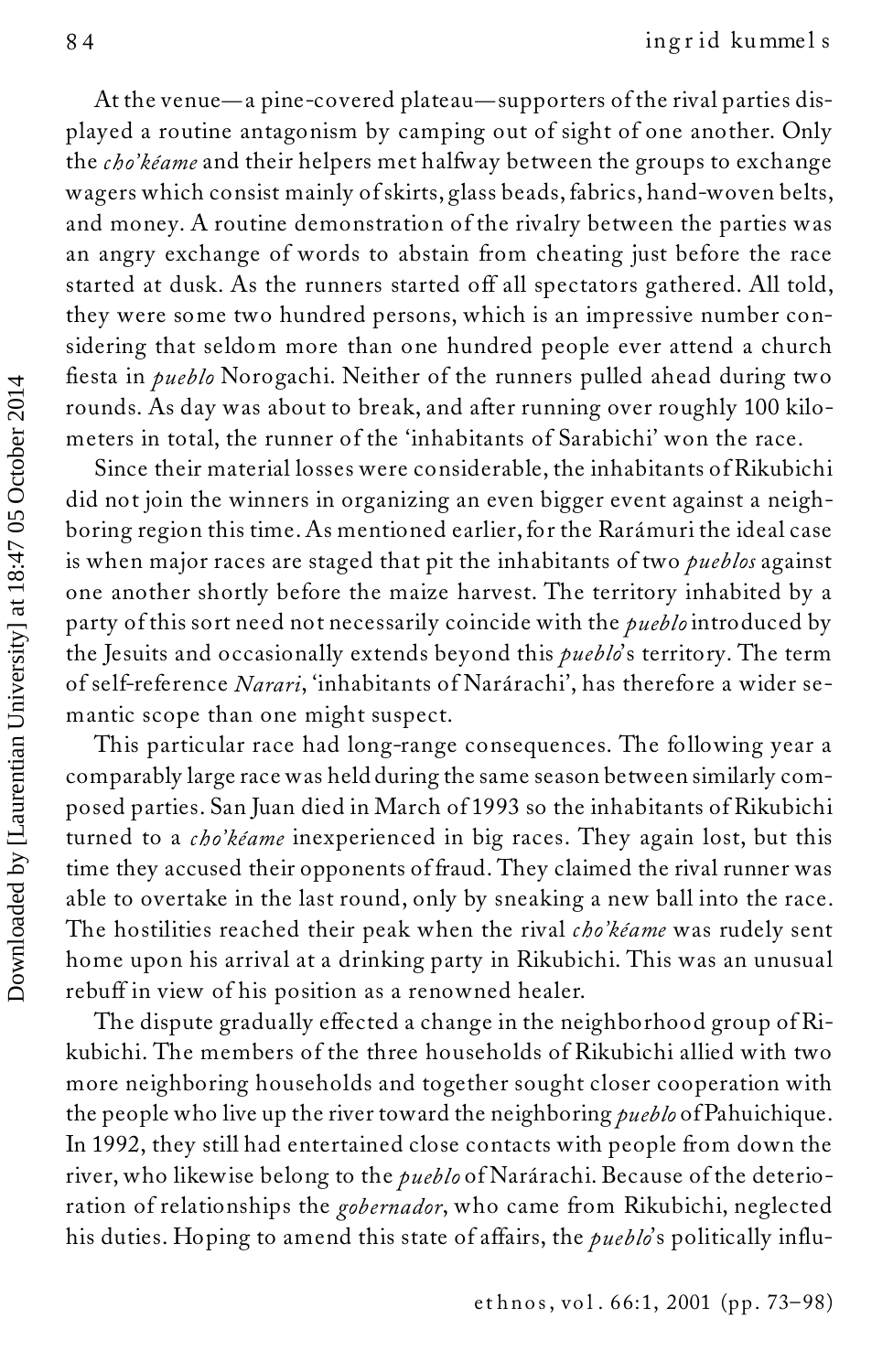At the venue—a pine-covered plateau—supporters of the rival parties displayed a routine antagonism by camping out of sight of one another. Only the *cho'kéame* and their helpers met halfway between the groups to exchange wagers which consist mainly of skirts, glass beads, fabrics, hand-woven belts, and money. A routine demonstration of the rivalry between the parties was an angry exchange of words to abstain from cheating just before the race started at dusk. As the runners started off all spectators gathered. All told, they were some two hundred persons, which is an impressive number considering that seldom more than one hundred people ever attend a church fiesta in *pueblo* Norogachi. Neither of the runners pulled ahead during two rounds. As day was about to break, and after running over roughly 100 kilometers in total, the runner of the 'inhabitants of Sarabichi' won the race.

Since their material losses were considerable, the inhabitants of Rikubichi did not join the winners in organizing an even bigger event against a neighboring region this time. As mentioned earlier, for the Rarámuri the ideal case is when major races are staged that pit the inhabitants of two *pueblos* against one another shortly before the maize harvest. The territory inhabited by a party of this sort need not necessarily coincide with the *pueblo* introduced by the Jesuits and occasionally extends beyond this *pueblo*'s territory. The term of self-reference *Narari*, 'inhabitants of Narárachi', has therefore a wider semantic scope than one might suspect.

This particular race had long-range consequences. The following year a comparably large race was held during the same season between similarly composed parties. San Juan died in March of 1993 so the inhabitants of Rikubichi turned to a *cho'kéame* inexperienced in big races. They again lost, but this time they accused their opponents of fraud. They claimed the rival runner was able to overtake in the last round, only by sneaking a new ball into the race. The hostilities reached their peak when the rival *cho'kéame* was rudely sent home upon his arrival at a drinking party in Rikubichi. This was an unusual rebuff in view of his position as a renowned healer.

The dispute gradually effected a change in the neighborhood group of Rikubichi. The members of the three households of Rikubichi allied with two more neighboring households and together sought closer cooperation with the people who live up the river toward the neighboring *pueblo* of Pahuichique. In 1992, they still had entertained close contacts with people from down the river, who likewise belong to the *pueblo* of Narárachi. Because of the deterioration of relationships the *gobernador*, who came from Rikubichi, neglected his duties. Hoping to amend this state of affairs, the *pueblo*'s politically influ-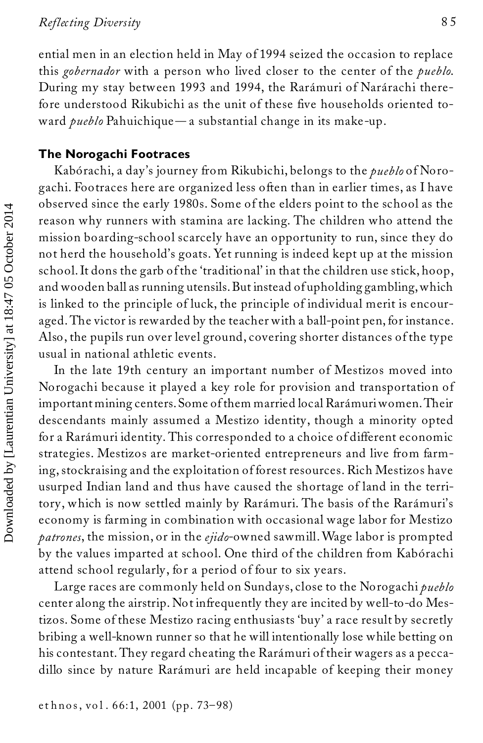ential men in an election held in May of 1994 seized the occasion to replace this *gobernador* with a person who lived closer to the center of the *pueblo*. During my stay between 1993 and 1994, the Rarámuri of Narárachi therefore understood Rikubichi as the unit of these five households oriented toward *pueblo* Pahuichique—a substantial change in its make-up.

## The Norogachi Footraces

Kabórachi, a day's journey from Rikubichi, belongs to the *pueblo* of Norogachi. Footraces here are organized less often than in earlier times, as I have observed since the early 1980s. Some of the elders point to the school as the reason why runners with stamina are lacking. The children who attend the mission boarding-school scarcely have an opportunity to run, since they do not herd the household's goats. Yet running is indeed kept up at the mission school. It dons the garb of the 'traditional' in that the children use stick, hoop, and wooden ball as running utensils. But instead of upholding gambling, which is linked to the principle of luck, the principle of individual merit is encouraged. The victor is rewarded by the teacher with a ball-point pen, for instance. Also, the pupils run over level ground, covering shorter distances of the type usual in national athletic events.

In the late 19th century an important number of Mestizos moved into Norogachi because it played a key role for provision and transportation of important mining centers. Some of them married local Rarámuri women. Their descendants mainly assumed a Mestizo identity, though a minority opted for a Rarámuri identity. This corresponded to a choice of different economic strategies. Mestizos are market-oriented entrepreneurs and live from farming, stockraising and the exploitation of forest resources. Rich Mestizos have usurped Indian land and thus have caused the shortage of land in the territory, which is now settled mainly by Rarámuri. The basis of the Rarámuri's economy is farming in combination with occasional wage labor for Mestizo *patrones*, the mission, or in the *ejido*-owned sawmill. Wage labor is prompted by the values imparted at school. One third of the children from Kabórachi attend school regularly, for a period of four to six years.

Large races are commonly held on Sundays, close to the Norogachi *pueblo* center along the airstrip. Not infrequently they are incited by well-to-do Mestizos. Some of these Mestizo racing enthusiasts 'buy' a race result by secretly bribing a well-known runner so that he will intentionally lose while betting on his contestant. They regard cheating the Rarámuri of their wagers as a peccadillo since by nature Rarámuri are held incapable of keeping their money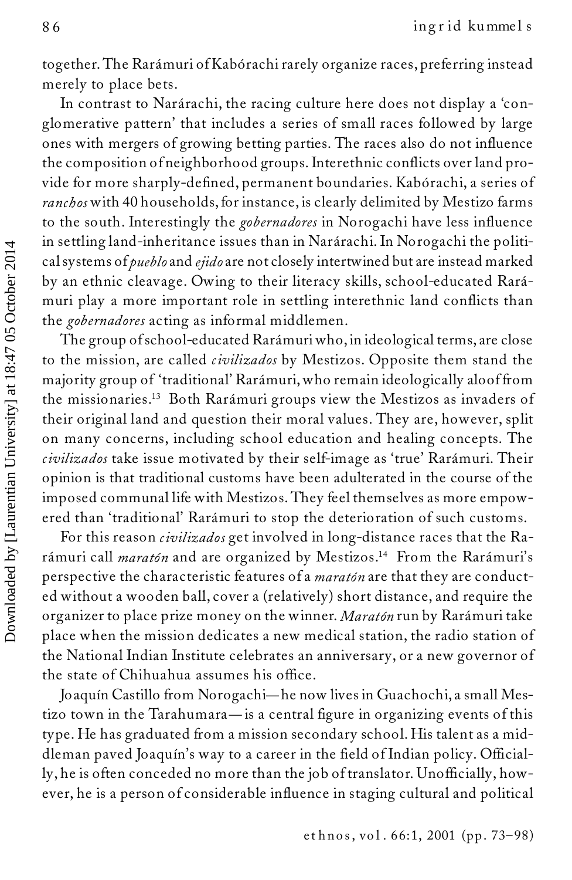together. The Rarámuri of Kabórachi rarely organize races, preferring instead merely to place bets.

In contrast to Nanárachi, the racing culture here does not display a 'conglomerative pattern' that includes a series of small races followed by large ones with mergers of growing betting parties. The races also do not influence the composition of neighborhood groups. Interethnic conflicts over land provide for more sharply-defined, permanent boundaries. Kabórachi, a series of *ranchos* with 40 households, for instance, is clearly delimited by Mestizo farms to the south. Interestingly the *gobernadores* in Norogachi have less influence in settling land-inheritance issues than in Nanárachi. In Norogachi the political systems of *pueblo* and *ejido* are not closely intertwined but are instead marked by an ethnic cleavage. Owing to their literacy skills, school-educated Rarámuri play a more important role in settling interethnic land conflicts than the *gobernadores* acting as informal middlemen.

The group of school-educated Rarámuri who, in ideological terms, are close to the mission, are called *civilizados* by Mestizos. Opposite them stand the majority group of 'traditional' Rarámuri, who remain ideologically aloof from the missionaries.[13] Both Rarámuri groups view the Mestizos as invaders of their original land and question their moral values. They are, however, split on many concerns, including school education and healing concepts. The *civilizados* take issue motivated by their self-image as 'true' Rarámuri. Their opinion is that traditional customs have been adulterated in the course of the imposed communal life with Mestizos. They feel themselves as more empowered than 'traditional' Rarámuri to stop the deterioration of such customs.

For this reason *civilizados* get involved in long-distance races that the Rarámuri call *maratón* and are organized by Mestizos.[14] From the Rarámuri's perspective the characteristic features of a *maratón* are that they are conducted without a wooden ball, cover a (relatively) short distance, and require the organizer to place prize money on the winner. *Maratón* run by Rarámuri take place when the mission dedicates a new medical station, the radio station of the National Indian Institute celebrates an anniversary, or a new governor of the state of Chihuahua assumes his office.

Joaquín Castillo from Norogachi—he now lives in Guachochi, a small Mestizo town in the Tarahumara—is a central figure in organizing events of this type. He has graduated from a mission secondary school. His talent as a middleman paved Joaquín's way to a career in the field of Indian policy. Officially, he is often conceded no more than the job of translator. Unofficially, however, he is a person of considerable influence in staging cultural and political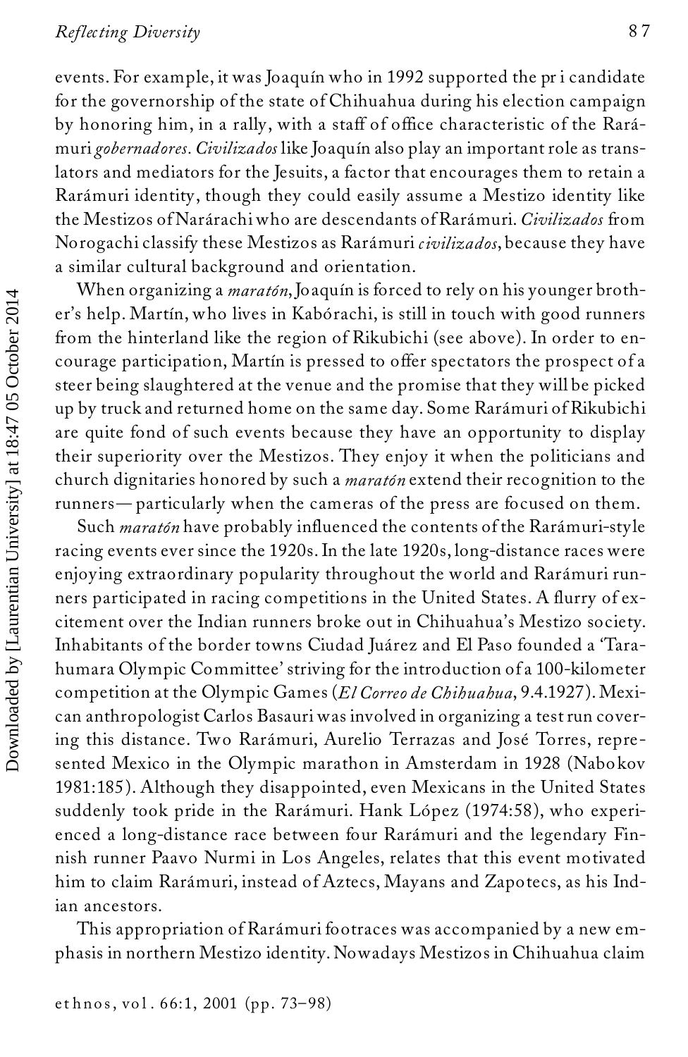events. For example, it was Joaquín who in 1992 supported the pri candidate for the governorship of the state of Chihuahua during his election campaign by honoring him, in a rally, with a staff of office characteristic of the Rarámuri *gobernadores*. *Civilizados* like Joaquín also play an important role as translators and mediators for the Jesuits, a factor that encourages them to retain a Rarámuri identity, though they could easily assume a Mestizo identity like the Mestizos of Narárachi who are descendants of Rarámuri. *Civilizados* from Norogachi classify these Mestizos as Rarámuri *civilizados*, because they have a similar cultural background and orientation.

When organizing a *maratón*, Joaquín is forced to rely on his younger brother's help. Martín, who lives in Kabórachi, is still in touch with good runners from the hinterland like the region of Rikubichi (see above). In order to encourage participation, Martín is pressed to offer spectators the prospect of a steer being slaughtered at the venue and the promise that they will be picked up by truck and returned home on the same day. Some Rarámuri of Rikubichi are quite fond of such events because they have an opportunity to display their superiority over the Mestizos. They enjoy it when the politicians and church dignitaries honored by such a *maratón* extend their recognition to the runners—particularly when the cameras of the press are focused on them.

Such *maratón* have probably influenced the contents of the Rarámuri-style racing events ever since the 1920s. In the late 1920s, long-distance races were enjoying extraordinary popularity throughout the world and Rarámuri runners participated in racing competitions in the United States. A flurry of excitement over the Indian runners broke out in Chihuahua's Mestizo society. Inhabitants of the border towns Ciudad Juárez and El Paso founded a 'Tarahumara Olympic Committee' striving for the introduction of a 100-kilometer competition at the Olympic Games (*El Correo de Chihuahua*, 9.4.1927). Mexican anthropologist Carlos Basauri was involved in organizing a test run covering this distance. Two Rarámuri, Aurelio Terrazas and José Torres, represented Mexico in the Olympic marathon in Amsterdam in 1928 (Nabokov 1981:185). Although they disappointed, even Mexicans in the United States suddenly took pride in the Rarámuri. Hank López (1974:58), who experienced a long-distance race between four Rarámuri and the legendary Finnish runner Paavo Nurmi in Los Angeles, relates that this event motivated him to claim Rarámuri, instead of Aztecs, Mayans and Zapotecs, as his Indian ancestors.

This appropriation of Rarámuri footraces was accompanied by a new emphasis in northern Mestizo identity. Nowadays Mestizos in Chihuahua claim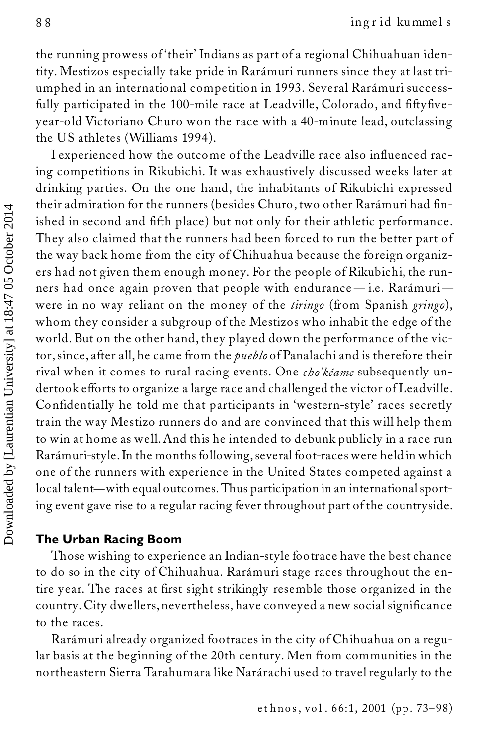the running prowess of 'their' Indians as part of a regional Chihuahuan identity. Mestizos especially take pride in Rarámuri runners since they at last triumphed in an international competition in 1993. Several Rarámuri successfully participated in the 100-mile race at Leadville, Colorado, and fiftyfive-year-old Victoriano Churo won the race with a 40-minute lead, outclassing the US athletes (Williams 1994).

I experienced how the outcome of the Leadville race also influenced racing competitions in Rikubichi. It was exhaustively discussed weeks later at drinking parties. On the one hand, the inhabitants of Rikubichi expressed their admiration for the runners (besides Churo, two other Rarámuri had finished in second and fifth place) but not only for their athletic performance. They also claimed that the runners had been forced to run the better part of the way back home from the city of Chihuahua because the foreign organizers had not given them enough money. For the people of Rikubichi, the runners had once again proven that people with endurance — i.e. Rarámuri — were in no way reliant on the money of the *tiringo* (from Spanish *gringo*), whom they consider a subgroup of the Mestizos who inhabit the edge of the world. But on the other hand, they played down the performance of the victor, since, after all, he came from the *pueblo* of Panalachi and is therefore their rival when it comes to rural racing events. One *cho'kéame* subsequently undertook efforts to organize a large race and challenged the victor of Leadville. Confidentially he told me that participants in 'western-style' races secretly train the way Mestizo runners do and are convinced that this will help them to win at home as well. And this he intended to debunk publicly in a race run Rarámuri-style. In the months following, several foot-races were held in which one of the runners with experience in the United States competed against a local talent—with equal outcomes. Thus participation in an international sporting event gave rise to a regular racing fever throughout part of the countryside.

## The Urban Racing Boom

Those wishing to experience an Indian-style footrace have the best chance to do so in the city of Chihuahua. Rarámuri stage races throughout the entire year. The races at first sight strikingly resemble those organized in the country. City dwellers, nevertheless, have conveyed a new social significance to the races.

Rarámuri already organized footraces in the city of Chihuahua on a regular basis at the beginning of the 20th century. Men from communities in the northeastern Sierra Tarahumara like Narárachi used to travel regularly to the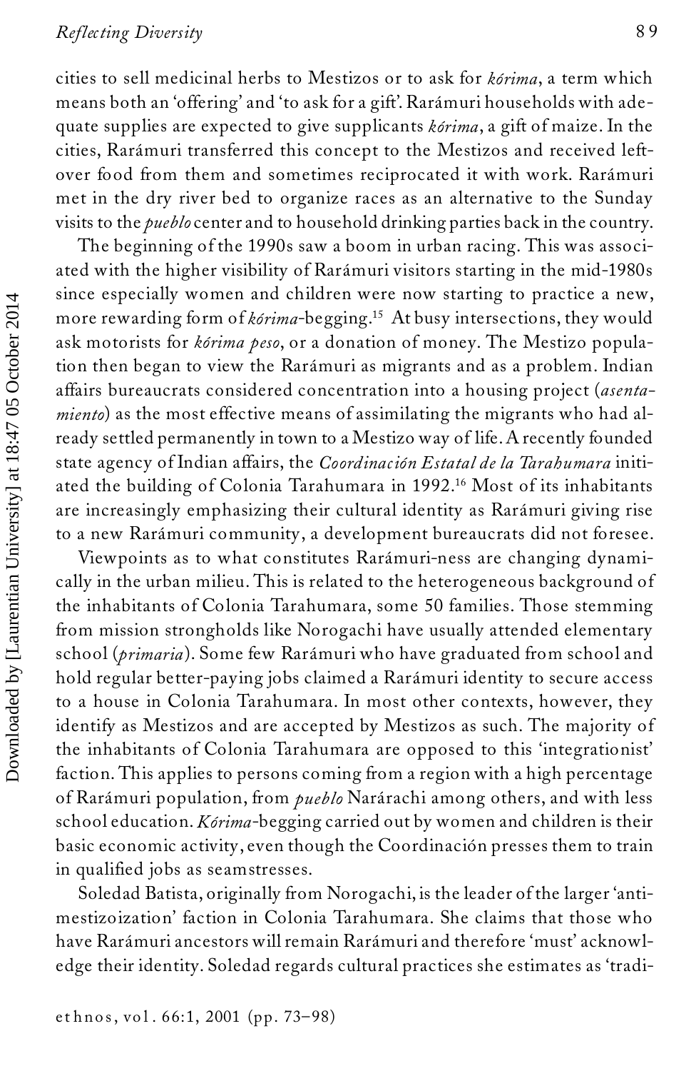cities to sell medicinal herbs to Mestizos or to ask for *kórima*, a term which means both an 'offering' and 'to ask for a gift'. Rarámuri households with adequate supplies are expected to give supplicants *kórima*, a gift of maize. In the cities, Rarámuri transferred this concept to the Mestizos and received leftover food from them and sometimes reciprocated it with work. Rarámuri met in the dry river bed to organize races as an alternative to the Sunday visits to the *pueblo* center and to household drinking parties back in the country.

The beginning of the 1990s saw a boom in urban racing. This was associated with the higher visibility of Rarámuri visitors starting in the mid-1980s since especially women and children were now starting to practice a new, more rewarding form of *kórima*-begging.[15] At busy intersections, they would ask motorists for *kórima peso*, or a donation of money. The Mestizo population then began to view the Rarámuri as migrants and as a problem. Indian affairs bureaucrats considered concentration into a housing project (*asentamiento*) as the most effective means of assimilating the migrants who had already settled permanently in town to a Mestizo way of life. A recently founded state agency of Indian affairs, the *Coordinación Estatal de la Tarahumara* initiated the building of Colonia Tarahumara in 1992.[16] Most of its inhabitants are increasingly emphasizing their cultural identity as Rarámuri giving rise to a new Rarámuri community, a development bureaucrats did not foresee.

Viewpoints as to what constitutes Rarámuri-ness are changing dynamically in the urban milieu. This is related to the heterogeneous background of the inhabitants of Colonia Tarahumara, some 50 families. Those stemming from mission strongholds like Norogachi have usually attended elementary school (*primaria*). Some few Rarámuri who have graduated from school and hold regular better-paying jobs claimed a Rarámuri identity to secure access to a house in Colonia Tarahumara. In most other contexts, however, they identify as Mestizos and are accepted by Mestizos as such. The majority of the inhabitants of Colonia Tarahumara are opposed to this 'integrationist' faction. This applies to persons coming from a region with a high percentage of Rarámuri population, from *pueblo* Narárachi among others, and with less school education. *Kórima*-begging carried out by women and children is their basic economic activity, even though the Coordinación presses them to train in qualified jobs as seamstresses.

Soledad Batista, originally from Norogachi, is the leader of the larger 'anti-mestizoization' faction in Colonia Tarahumara. She claims that those who have Rarámuri ancestors will remain Rarámuri and therefore 'must' acknowledge their identity. Soledad regards cultural practices she estimates as 'tradi-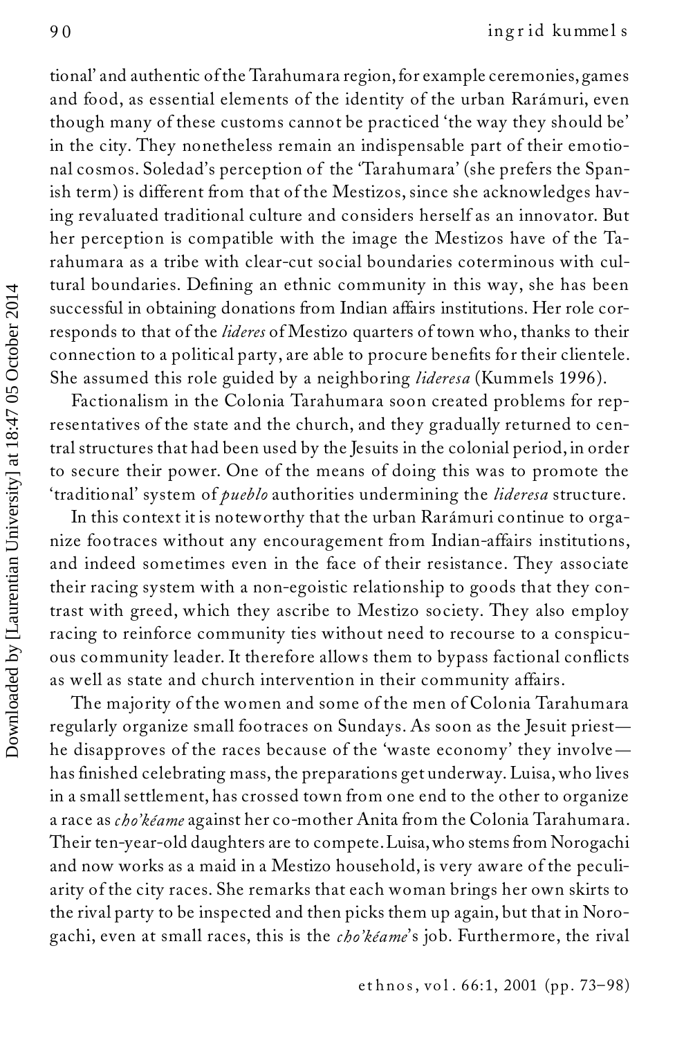tional' and authentic of the Tarahumara region, for example ceremonies, games and food, as essential elements of the identity of the urban Rarámuri, even though many of these customs cannot be practiced 'the way they should be' in the city. They nonetheless remain an indispensable part of their emotional cosmos. Soledad's perception of the 'Tarahumara' (she prefers the Spanish term) is different from that of the Mestizos, since she acknowledges having revaluated traditional culture and considers herself as an innovator. But her perception is compatible with the image the Mestizos have of the Tarahumara as a tribe with clear-cut social boundaries coterminous with cultural boundaries. Defining an ethnic community in this way, she has been successful in obtaining donations from Indian affairs institutions. Her role corresponds to that of the *líderes* of Mestizo quarters of town who, thanks to their connection to a political party, are able to procure benefits for their clientele. She assumed this role guided by a neighboring *lideresa* (Kummels 1996).

Factionalism in the Colonia Tarahumara soon created problems for representatives of the state and the church, and they gradually returned to central structures that had been used by the Jesuits in the colonial period, in order to secure their power. One of the means of doing this was to promote the 'traditional' system of *pueblo* authorities undermining the *lideresa* structure.

In this context it is noteworthy that the urban Rarámuri continue to organize footraces without any encouragement from Indian-affairs institutions, and indeed sometimes even in the face of their resistance. They associate their racing system with a non-egoistic relationship to goods that they contrast with greed, which they ascribe to Mestizo society. They also employ racing to reinforce community ties without need to recourse to a conspicuous community leader. It therefore allows them to bypass factional conflicts as well as state and church intervention in their community affairs.

The majority of the women and some of the men of Colonia Tarahumara regularly organize small footraces on Sundays. As soon as the Jesuit priest—he disapproves of the races because of the 'waste economy' they involve—has finished celebrating mass, the preparations get underway. Luisa, who lives in a small settlement, has crossed town from one end to the other to organize a race as *cho'kéame* against her co-mother Anita from the Colonia Tarahumara. Their ten-year-old daughters are to compete. Luisa, who stems from Norogachi and now works as a maid in a Mestizo household, is very aware of the peculiarity of the city races. She remarks that each woman brings her own skirts to the rival party to be inspected and then picks them up again, but that in Norogachi, even at small races, this is the *cho'kéame*'s job. Furthermore, the rival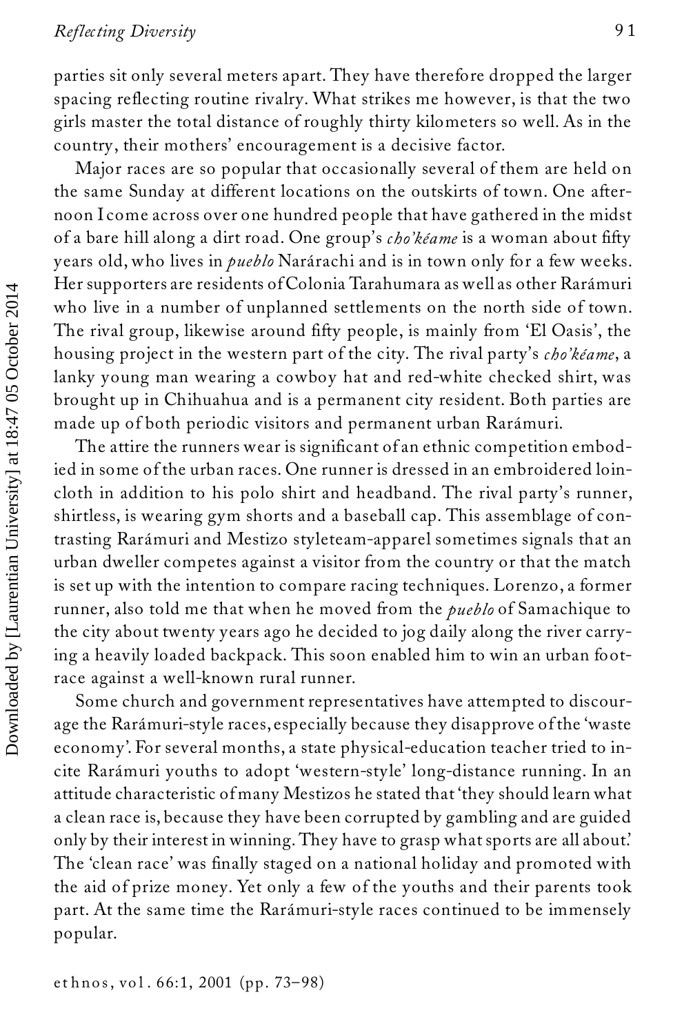parties sit only several meters apart. They have therefore dropped the larger spacing reflecting routine rivalry. What strikes me however, is that the two girls master the total distance of roughly thirty kilometers so well. As in the country, their mothers' encouragement is a decisive factor.

Major races are so popular that occasionally several of them are held on the same Sunday at different locations on the outskirts of town. One afternoon I come across over one hundred people that have gathered in the midst of a bare hill along a dirt road. One group's *cho'kéame* is a woman about fifty years old, who lives in *pueblo* Narárachi and is in town only for a few weeks. Her supporters are residents of Colonia Tarahumara as well as other Rarámuri who live in a number of unplanned settlements on the north side of town. The rival group, likewise around fifty people, is mainly from 'El Oasis', the housing project in the western part of the city. The rival party's *cho'kéame*, a lanky young man wearing a cowboy hat and red-white checked shirt, was brought up in Chihuahua and is a permanent city resident. Both parties are made up of both periodic visitors and permanent urban Rarámuri.

The attire the runners wear is significant of an ethnic competition embodied in some of the urban races. One runner is dressed in an embroidered loincloth in addition to his polo shirt and headband. The rival party's runner, shirtless, is wearing gym shorts and a baseball cap. This assemblage of contrasting Rarámuri and Mestizo styleteam-apparel sometimes signals that an urban dweller competes against a visitor from the country or that the match is set up with the intention to compare racing techniques. Lorenzo, a former runner, also told me that when he moved from the *pueblo* of Samachique to the city about twenty years ago he decided to jog daily along the river carrying a heavily loaded backpack. This soon enabled him to win an urban foot-race against a well-known rural runner.

Some church and government representatives have attempted to discourage the Rarámuri-style races, especially because they disapprove of the 'waste economy'. For several months, a state physical-education teacher tried to incite Rarámuri youths to adopt 'western-style' long-distance running. In an attitude characteristic of many Mestizos he stated that 'they should learn what a clean race is, because they have been corrupted by gambling and are guided only by their interest in winning. They have to grasp what sports are all about.' The 'clean race' was finally staged on a national holiday and promoted with the aid of prize money. Yet only a few of the youths and their parents took part. At the same time the Rarámuri-style races continued to be immensely popular.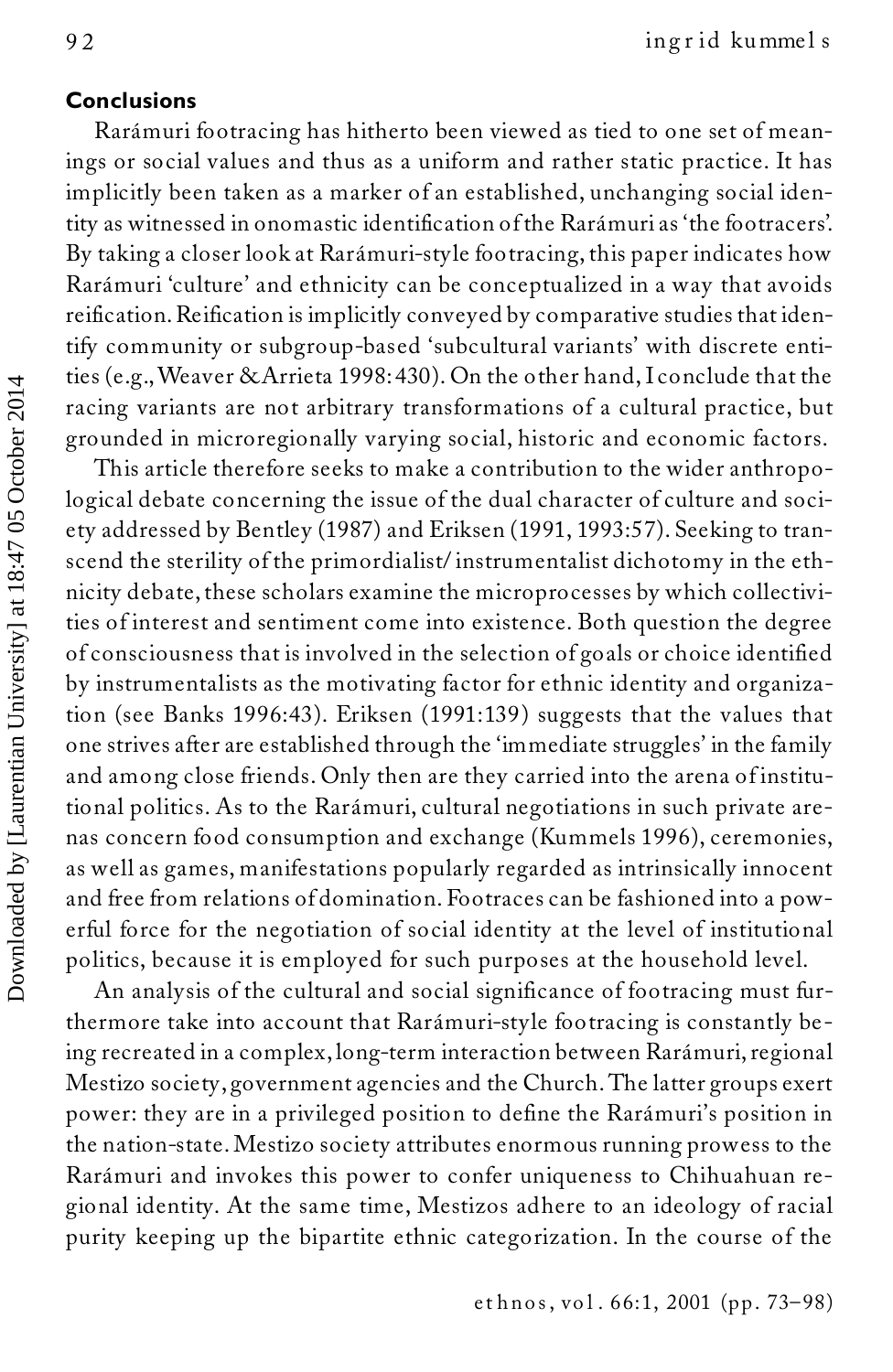## Conclusions

Rarámuri footracing has hitherto been viewed as tied to one set of meanings or social values and thus as a uniform and rather static practice. It has implicitly been taken as a marker of an established, unchanging social identity as witnessed in onomastic identification of the Rarámuri as 'the footracers'. By taking a closer look at Rarámuri-style footracing, this paper indicates how Rarámuri 'culture' and ethnicity can be conceptualized in a way that avoids reification. Reification is implicitly conveyed by comparative studies that identify community or subgroup-based 'subcultural variants' with discrete entities (e.g., Weaver & Arrieta 1998: 430). On the other hand, I conclude that the racing variants are not arbitrary transformations of a cultural practice, but grounded in microregionally varying social, historic and economic factors.

This article therefore seeks to make a contribution to the wider anthropological debate concerning the issue of the dual character of culture and society addressed by Bentley (1987) and Eriksen (1991, 1993:57). Seeking to transcend the sterility of the primordialist/instrumentalist dichotomy in the ethnicity debate, these scholars examine the microprocesses by which collectivities of interest and sentiment come into existence. Both question the degree of consciousness that is involved in the selection of goals or choice identified by instrumentalists as the motivating factor for ethnic identity and organization (see Banks 1996:43). Eriksen (1991:139) suggests that the values that one strives after are established through the 'immediate struggles' in the family and among close friends. Only then are they carried into the arena of institutional politics. As to the Rarámuri, cultural negotiations in such private arenas concern food consumption and exchange (Kummels 1996), ceremonies, as well as games, manifestations popularly regarded as intrinsically innocent and free from relations of domination. Footraces can be fashioned into a powerful force for the negotiation of social identity at the level of institutional politics, because it is employed for such purposes at the household level.

An analysis of the cultural and social significance of footracing must furthermore take into account that Rarámuri-style footracing is constantly being recreated in a complex, long-term interaction between Rarámuri, regional Mestizo society, government agencies and the Church. The latter groups exert power: they are in a privileged position to define the Rarámuri's position in the nation-state. Mestizo society attributes enormous running prowess to the Rarámuri and invokes this power to confer uniqueness to Chihuahuan regional identity. At the same time, Mestizos adhere to an ideology of racial purity keeping up the bipartite ethnic categorization. In the course of the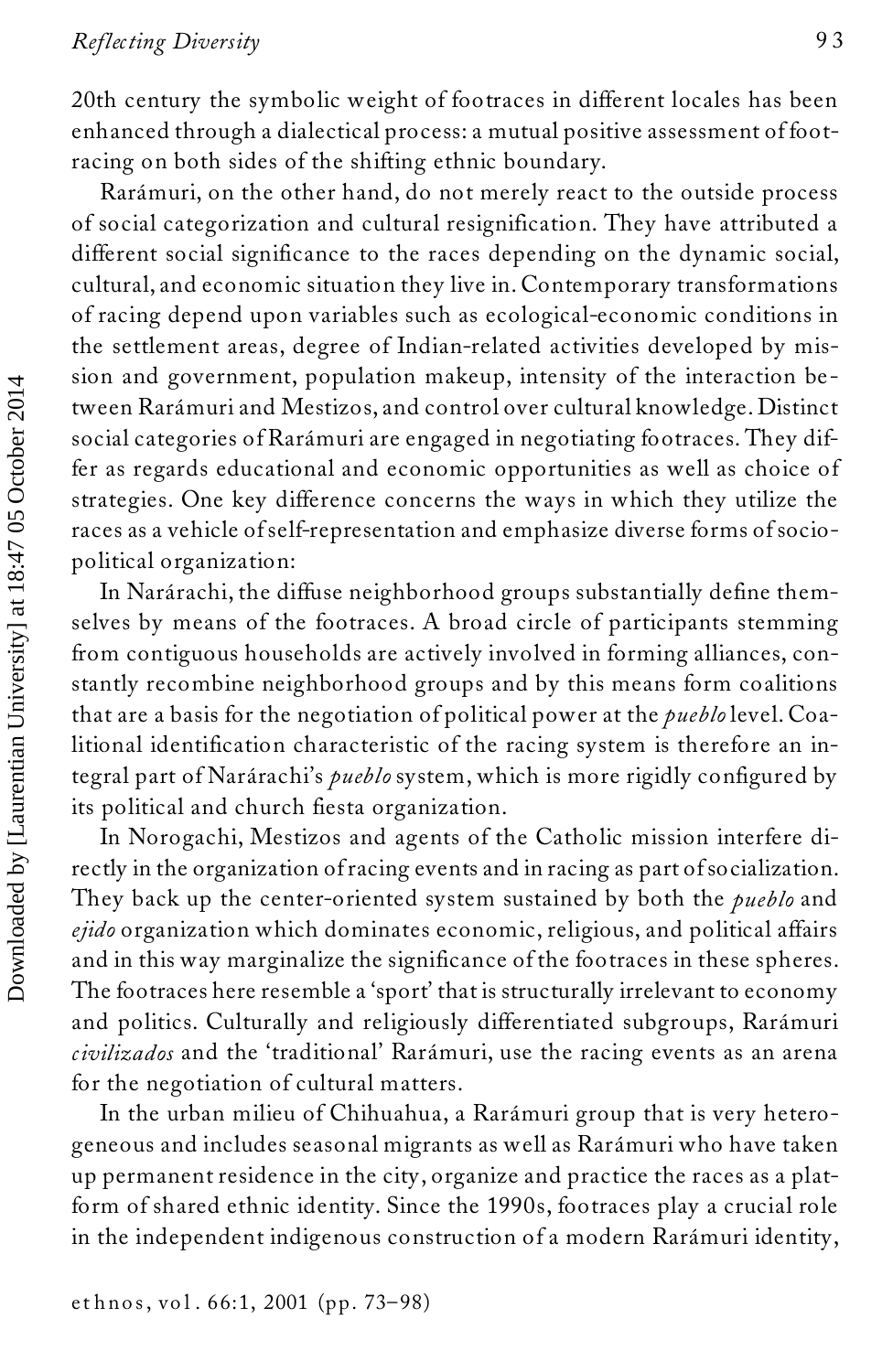20th century the symbolic weight of footraces in different locales has been enhanced through a dialectical process: a mutual positive assessment of footracing on both sides of the shifting ethnic boundary.

Rarámuri, on the other hand, do not merely react to the outside process of social categorization and cultural resignification. They have attributed a different social significance to the races depending on the dynamic social, cultural, and economic situation they live in. Contemporary transformations of racing depend upon variables such as ecological-economic conditions in the settlement areas, degree of Indian-related activities developed by mission and government, population makeup, intensity of the interaction between Rarámuri and Mestizos, and control over cultural knowledge. Distinct social categories of Rarámuri are engaged in negotiating footraces. They differ as regards educational and economic opportunities as well as choice of strategies. One key difference concerns the ways in which they utilize the races as a vehicle of self-representation and emphasize diverse forms of sociopolitical organization:

In Nalárachi, the diffuse neighborhood groups substantially define themselves by means of the footraces. A broad circle of participants stemming from contiguous households are actively involved in forming alliances, constantly recombine neighborhood groups and by this means form coalitions that are a basis for the negotiation of political power at the *pueblo* level. Coalitional identification characteristic of the racing system is therefore an integral part of Narárachi's *pueblo* system, which is more rigidly configured by its political and church fiesta organization.

In Norogachi, Mestizos and agents of the Catholic mission interfere directly in the organization of racing events and in racing as part of socialization. They back up the center-oriented system sustained by both the *pueblo* and *ejido* organization which dominates economic, religious, and political affairs and in this way marginalize the significance of the footraces in these spheres. The footraces here resemble a 'sport' that is structurally irrelevant to economy and politics. Culturally and religiously differentiated subgroups, Rarámuri *civilizados* and the 'traditional' Rarámuri, use the racing events as an arena for the negotiation of cultural matters.

In the urban milieu of Chihuahua, a Rarámuri group that is very heterogeneous and includes seasonal migrants as well as Rarámuri who have taken up permanent residence in the city, organize and practice the races as a platform of shared ethnic identity. Since the 1990s, footraces play a crucial role in the independent indigenous construction of a modern Rarámuri identity,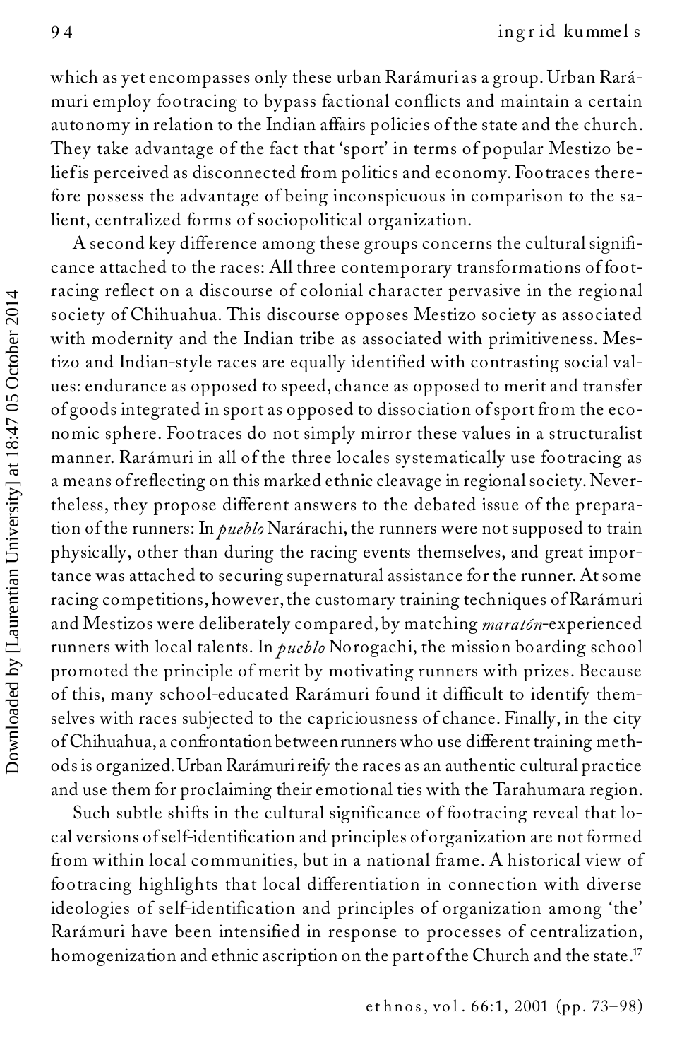which as yet encompasses only these urban Rarámuri as a group. Urban Rarámuri employ footracing to bypass factional conflicts and maintain a certain autonomy in relation to the Indian affairs policies of the state and the church. They take advantage of the fact that 'sport' in terms of popular Mestizo belief is perceived as disconnected from politics and economy. Footraces therefore possess the advantage of being inconspicuous in comparison to the salient, centralized forms of sociopolitical organization.

A second key difference among these groups concerns the cultural significance attached to the races: All three contemporary transformations of footracing reflect on a discourse of colonial character pervasive in the regional society of Chihuahua. This discourse opposes Mestizo society as associated with modernity and the Indian tribe as associated with primitiveness. Mestizo and Indian-style races are equally identified with contrasting social values: endurance as opposed to speed, chance as opposed to merit and transfer of goods integrated in sport as opposed to dissociation of sport from the economic sphere. Footraces do not simply mirror these values in a structuralist manner. Rarámuri in all of the three locales systematically use footracing as a means of reflecting on this marked ethnic cleavage in regional society. Nevertheless, they propose different answers to the debated issue of the preparation of the runners: In *pueblo* Narárachi, the runners were not supposed to train physically, other than during the racing events themselves, and great importance was attached to securing supernatural assistance for the runner. At some racing competitions, however, the customary training techniques of Rarámuri and Mestizos were deliberately compared, by matching *maratón*-experienced runners with local talents. In *pueblo* Norogachi, the mission boarding school promoted the principle of merit by motivating runners with prizes. Because of this, many school-educated Rarámuri found it difficult to identify themselves with races subjected to the capriciousness of chance. Finally, in the city of Chihuahua, a confrontation between runners who use different training methods is organized. Urban Rarámuri reify the races as an authentic cultural practice and use them for proclaiming their emotional ties with the Tarahumara region.

Such subtle shifts in the cultural significance of footracing reveal that local versions of self-identification and principles of organization are not formed from within local communities, but in a national frame. A historical view of footracing highlights that local differentiation in connection with diverse ideologies of self-identification and principles of organization among 'the' Rarámuri have been intensified in response to processes of centralization, homogenization and ethnic ascription on the part of the Church and the state.[17]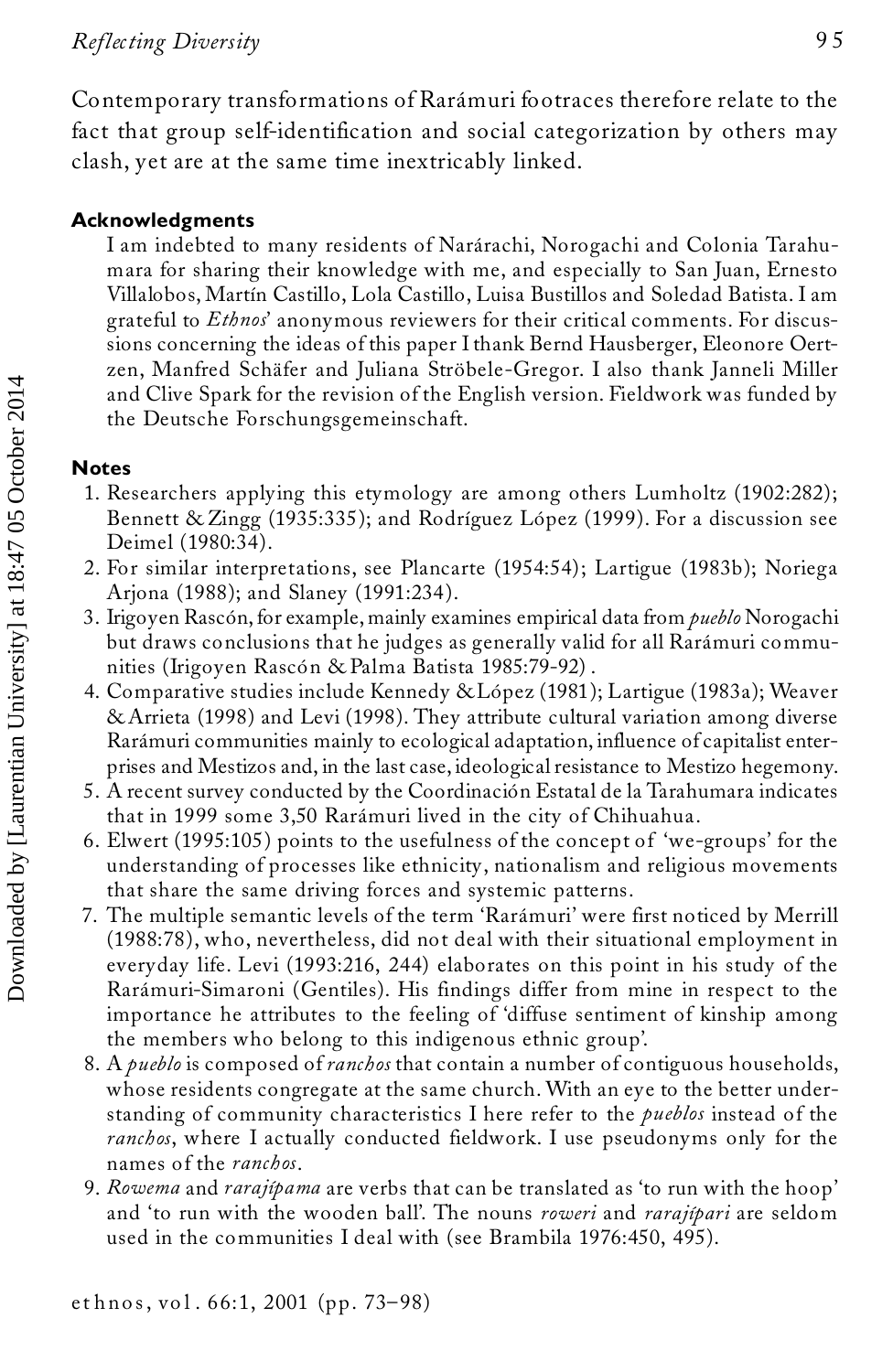Contemporary transformations of Rarámuri footraces therefore relate to the fact that group self-identification and social categorization by others may clash, yet are at the same time inextricably linked.

### Acknowledgments

I am indebted to many residents of Narárachi, Norogachi and Colonia Tarahumara for sharing their knowledge with me, and especially to San Juan, Ernesto Villalobos, Martín Castillo, Lola Castillo, Luisa Bustillos and Soledad Batista. I am grateful to *Ethnos*' anonymous reviewers for their critical comments. For discussions concerning the ideas of this paper I thank Bernd Hausberger, Eleonore Oertzen, Manfred Schäfer and Juliana Ströbele-Gregor. I also thank Janneli Miller and Clive Spark for the revision of the English version. Fieldwork was funded by the Deutsche Forschungsgemeinschaft.

### Notes

1. Researchers applying this etymology are among others Lumholtz (1902:282); Bennett & Zingg (1935:335); and Rodríguez López (1999). For a discussion see Deimel (1980:34).
2. For similar interpretations, see Plancarte (1954:54); Lartigue (1983b); Noriega Arjona (1988); and Slaney (1991:234).
3. Irigoyen Rascón, for example, mainly examines empirical data from *pueblo* Norogachi but draws conclusions that he judges as generally valid for all Rarámuri communities (Irigoyen Rascón & Palma Batista 1985:79-92).
4. Comparative studies include Kennedy & López (1981); Lartigue (1983a); Weaver & Arrieta (1998) and Levi (1998). They attribute cultural variation among diverse Rarámuri communities mainly to ecological adaptation, influence of capitalist enterprises and Mestizos and, in the last case, ideological resistance to Mestizo hegemony.
5. A recent survey conducted by the Coordinación Estatal de la Tarahumara indicates that in 1999 some 3,50 Rarámuri lived in the city of Chihuahua.
6. Elwert (1995:105) points to the usefulness of the concept of 'we-groups' for the understanding of processes like ethnicity, nationalism and religious movements that share the same driving forces and systemic patterns.
7. The multiple semantic levels of the term 'Rarámuri' were first noticed by Merrill (1988:78), who, nevertheless, did not deal with their situational employment in everyday life. Levi (1993:216, 244) elaborates on this point in his study of the Rarámuri-Simaroni (Gentiles). His findings differ from mine in respect to the importance he attributes to the feeling of 'diffuse sentiment of kinship among the members who belong to this indigenous ethnic group'.
8. A *pueblo* is composed of *ranchos* that contain a number of contiguous households, whose residents congregate at the same church. With an eye to the better understanding of community characteristics I here refer to the *pueblos* instead of the *ranchos*, where I actually conducted fieldwork. I use pseudonyms only for the names of the *ranchos*.
9. *Rowema* and *rarajípama* are verbs that can be translated as 'to run with the hoop' and 'to run with the wooden ball'. The nouns *roweri* and *rarajípari* are seldom used in the communities I deal with (see Brambila 1976:450, 495).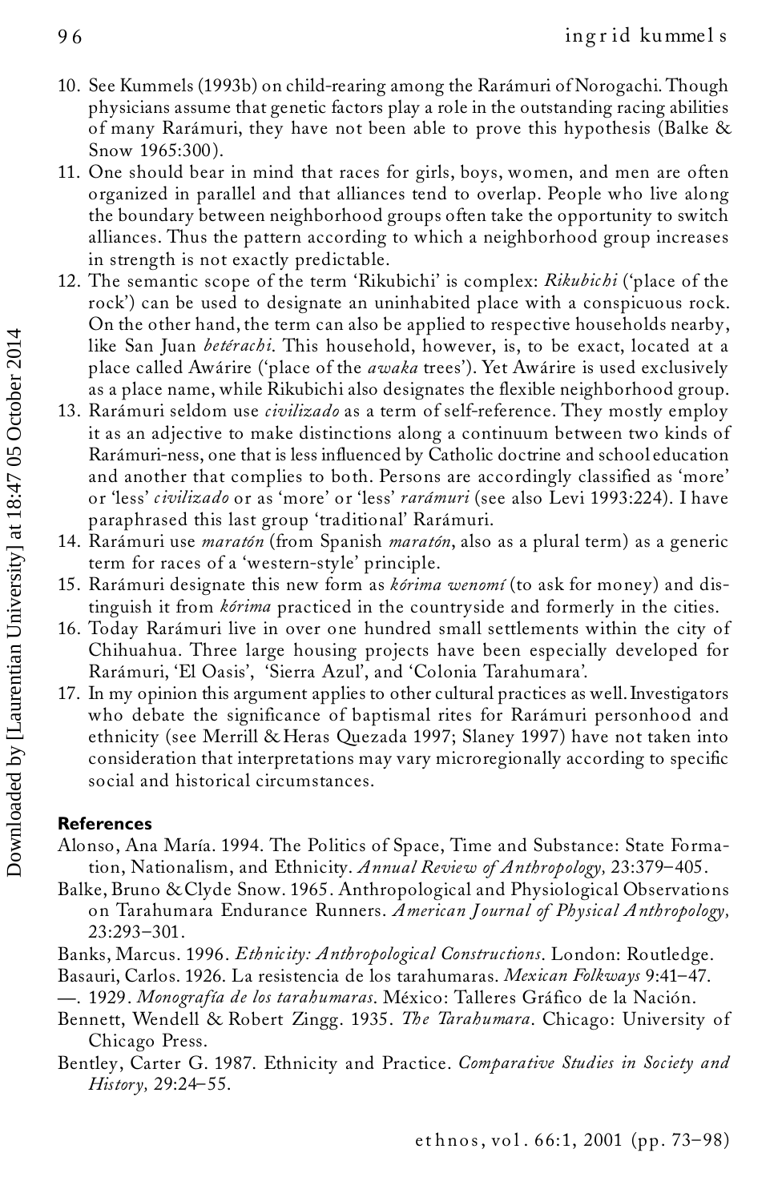10. See Kummels (1993b) on child-rearing among the Rarámuri of Norogachi. Though physicians assume that genetic factors play a role in the outstanding racing abilities of many Rarámuri, they have not been able to prove this hypothesis (Balke & Snow 1965:300).
11. One should bear in mind that races for girls, boys, women, and men are often organized in parallel and that alliances tend to overlap. People who live along the boundary between neighborhood groups often take the opportunity to switch alliances. Thus the pattern according to which a neighborhood group increases in strength is not exactly predictable.
12. The semantic scope of the term 'Rikubichi' is complex: *Rikubichi* ('place of the rock') can be used to designate an uninhabited place with a conspicuous rock. On the other hand, the term can also be applied to respective households nearby, like San Juan *betérachi*. This household, however, is, to be exact, located at a place called Awárire ('place of the *awaka* trees'). Yet Awárire is used exclusively as a place name, while Rikubichi also designates the flexible neighborhood group.
13. Rarámuri seldom use *civilizado* as a term of self-reference. They mostly employ it as an adjective to make distinctions along a continuum between two kinds of Rarámuri-ness, one that is less influenced by Catholic doctrine and school education and another that complies to both. Persons are accordingly classified as 'more' or 'less' *civilizado* or as 'more' or 'less' *rarámuri* (see also Levi 1993:224). I have paraphrased this last group 'traditional' Rarámuri.
14. Rarámuri use *maratón* (from Spanish *maratón*, also as a plural term) as a generic term for races of a 'western-style' principle.
15. Rarámuri designate this new form as *kórima wenomí* (to ask for money) and distinguish it from *kórima* practiced in the countryside and formerly in the cities.
16. Today Rarámuri live in over one hundred small settlements within the city of Chihuahua. Three large housing projects have been especially developed for Rarámuri, 'El Oasis', 'Sierra Azul', and 'Colonia Tarahumara'.
17. In my opinion this argument applies to other cultural practices as well. Investigators who debate the significance of baptismal rites for Rarámuri personhood and ethnicity (see Merrill & Heras Quezada 1997; Slaney 1997) have not taken into consideration that interpretations may vary microregionally according to specific social and historical circumstances.

## References

Alonso, Ana María. 1994. The Politics of Space, Time and Substance: State Formation, Nationalism, and Ethnicity. *Annual Review of Anthropology,* 23:379–405.

Balke, Bruno & Clyde Snow. 1965. Anthropological and Physiological Observations on Tarahumara Endurance Runners. *American Journal of Physical Anthropology,* 23:293–301.

Banks, Marcus. 1996. *Ethnicity: Anthropological Constructions*. London: Routledge.

Basauri, Carlos. 1926. La resistencia de los tarahumaras. *Mexican Folkways* 9:41–47.

—. 1929. *Monografía de los tarahumaras*. México: Talleres Gráfico de la Nación.

Bennett, Wendell & Robert Zingg. 1935. *The Tarahumara*. Chicago: University of Chicago Press.

Bentley, Carter G. 1987. Ethnicity and Practice. *Comparative Studies in Society and History,* 29:24–55.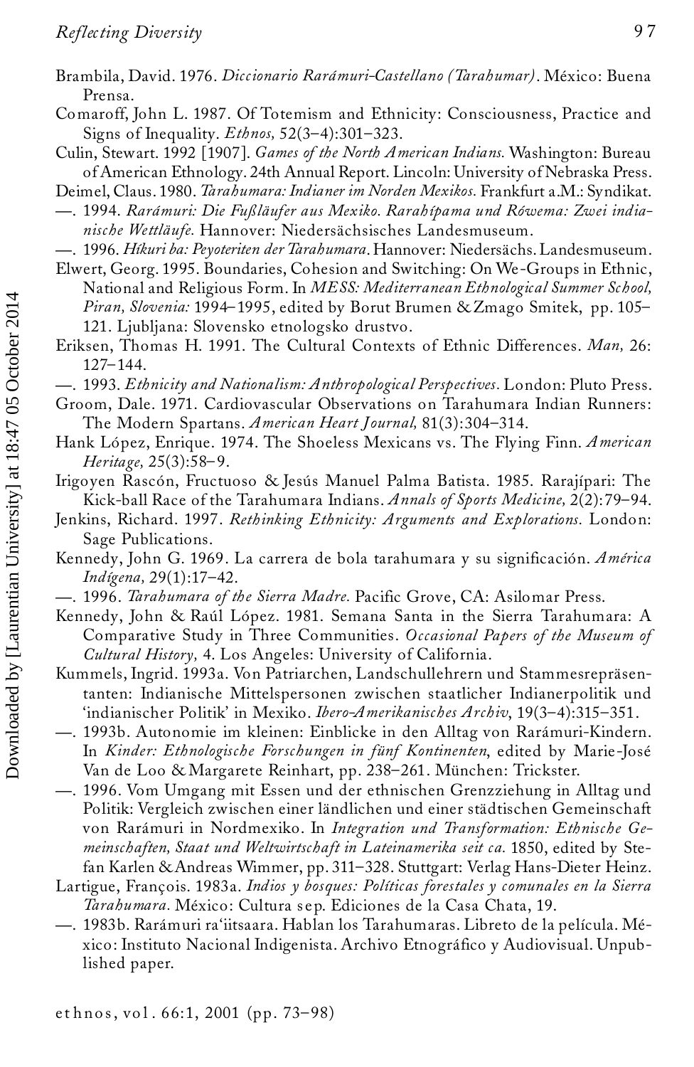Brambila, David. 1976. *Diccionario Rarámuri-Castellano (Tarahumar)*. México: Buena Prensa.

Comaroff, John L. 1987. Of Totemism and Ethnicity: Consciousness, Practice and Signs of Inequality. *Ethnos,* 52(3–4):301–323.

Culin, Stewart. 1992 [1907]. *Games of the North American Indians.* Washington: Bureau of American Ethnology. 24th Annual Report. Lincoln: University of Nebraska Press.

Deimel, Claus. 1980. *Tarahumara: Indianer im Norden Mexikos.* Frankfurt a.M.: Syndikat.

—. 1994. *Rarámuri: Die Fußläufer aus Mexiko. Rarahípama und Rówema: Zwei indianische Wettläufe.* Hannover: Niedersächsisches Landesmuseum.

—. 1996. *Híkuri ba: Peyoteriten der Tarahumara.* Hannover: Niedersächs. Landesmuseum.

Elwert, Georg. 1995. Boundaries, Cohesion and Switching: On We-Groups in Ethnic, National and Religious Form. In *MESS: Mediterranean Ethnological Summer School, Piran, Slovenia:* 1994–1995, edited by Borut Brumen & Zmago Smitek, pp. 105–121. Ljubljana: Slovensko etnologsko drustvo.

Eriksen, Thomas H. 1991. The Cultural Contexts of Ethnic Differences. *Man,* 26: 127–144.

—. 1993. *Ethnicity and Nationalism: Anthropological Perspectives.* London: Pluto Press.

Groom, Dale. 1971. Cardiovascular Observations on Tarahumara Indian Runners: The Modern Spartans. *American Heart Journal,* 81(3):304–314.

Hank López, Enrique. 1974. The Shoeless Mexicans vs. The Flying Finn. *American Heritage,* 25(3):58–9.

Irigoyen Rascón, Fructuoso & Jesús Manuel Palma Batista. 1985. Rarajípari: The Kick-ball Race of the Tarahumara Indians. *Annals of Sports Medicine,* 2(2):79–94.

Jenkins, Richard. 1997. *Rethinking Ethnicity: Arguments and Explorations.* London: Sage Publications.

Kennedy, John G. 1969. La carrera de bola tarahumara y su significación. *América Indígena,* 29(1):17–42.

—. 1996. *Tarahumara of the Sierra Madre.* Pacific Grove, CA: Asilomar Press.

Kennedy, John & Raúl López. 1981. Semana Santa in the Sierra Tarahumara: A Comparative Study in Three Communities. *Occasional Papers of the Museum of Cultural History,* 4. Los Angeles: University of California.

Kummels, Ingrid. 1993a. Von Patriarchen, Landschullehrern und Stammesrepräsentanten: Indianische Mittelspersonen zwischen staatlicher Indianerpolitik und 'indianischer Politik' in Mexiko. *Ibero-Amerikanisches Archiv*, 19(3–4):315–351.

—. 1993b. Autonomie im kleinen: Einblicke in den Alltag von Rarámuri-Kindern. In *Kinder: Ethnologische Forschungen in fünf Kontinenten*, edited by Marie-José Van de Loo & Margarete Reinhart, pp. 238–261. München: Trickster.

—. 1996. Vom Umgang mit Essen und der ethnischen Grenzziehung in Alltag und Politik: Vergleich zwischen einer ländlichen und einer städtischen Gemeinschaft von Rarámuri in Nordmexiko. In *Integration und Transformation: Ethnische Gemeinschaften, Staat und Weltwirtschaft in Lateinamerika seit ca.* 1850, edited by Stefan Karlen & Andreas Wimmer, pp. 311–328. Stuttgart: Verlag Hans-Dieter Heinz.

Lartigue, François. 1983a. *Indios y bosques: Políticas forestales y comunales en la Sierra Tarahumara.* México: Cultura sep. Ediciones de la Casa Chata, 19.

—. 1983b. Rarámuri ra'iitsaara. Hablan los Tarahumaras. Libreto de la película. México: Instituto Nacional Indigenista. Archivo Etnográfico y Audiovisual. Unpublished paper.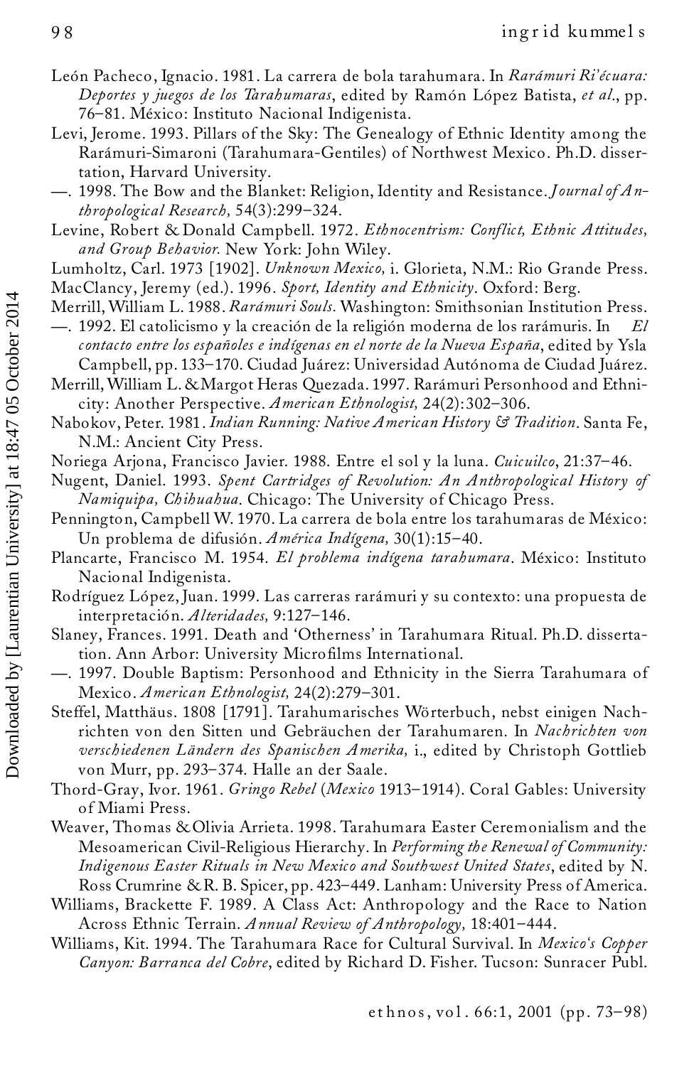León Pacheco, Ignacio. 1981. La carrera de bola tarahumara. In *Rarámuri Ri'écuara: Deportes y juegos de los Tarahumaras*, edited by Ramón López Batista, *et al.*, pp. 76–81. México: Instituto Nacional Indigenista.

Levi, Jerome. 1993. Pillars of the Sky: The Genealogy of Ethnic Identity among the Rarámuri-Simaroni (Tarahumara-Gentiles) of Northwest Mexico. Ph.D. dissertation, Harvard University.

—. 1998. The Bow and the Blanket: Religion, Identity and Resistance. *Journal of Anthropological Research,* 54(3):299–324.

Levine, Robert & Donald Campbell. 1972. *Ethnocentrism: Conflict, Ethnic Attitudes, and Group Behavior.* New York: John Wiley.

Lumholtz, Carl. 1973 [1902]. *Unknown Mexico,* i. Glorieta, N.M.: Rio Grande Press.

MacClancy, Jeremy (ed.). 1996. *Sport, Identity and Ethnicity*. Oxford: Berg.

Merrill, William L. 1988. *Rarámuri Souls.* Washington: Smithsonian Institution Press.

—. 1992. El catolicismo y la creación de la religión moderna de los rarámuris. In *El contacto entre los españoles e indígenas en el norte de la Nueva España*, edited by Ysla Campbell, pp. 133–170. Ciudad Juárez: Universidad Autónoma de Ciudad Juárez.

Merrill, William L. & Margot Heras Quezada. 1997. Rarámuri Personhood and Ethnicity: Another Perspective. *American Ethnologist,* 24(2):302–306.

Nabokov, Peter. 1981. *Indian Running: Native American History & Tradition*. Santa Fe, N.M.: Ancient City Press.

Noriega Arjona, Francisco Javier. 1988. Entre el sol y la luna. *Cuicuilco*, 21:37–46.

Nugent, Daniel. 1993. *Spent Cartridges of Revolution: An Anthropological History of Namiquipa, Chihuahua.* Chicago: The University of Chicago Press.

Pennington, Campbell W. 1970. La carrera de bola entre los tarahumaras de México: Un problema de difusión. *América Indígena,* 30(1):15–40.

Plancarte, Francisco M. 1954. *El problema indígena tarahumara*. México: Instituto Nacional Indigenista.

Rodríguez López, Juan. 1999. Las carreras rarámuri y su contexto: una propuesta de interpretación. *Alteridades,* 9:127–146.

Slaney, Frances. 1991. Death and 'Otherness' in Tarahumara Ritual. Ph.D. dissertation. Ann Arbor: University Microfilms International.

—. 1997. Double Baptism: Personhood and Ethnicity in the Sierra Tarahumara of Mexico. *American Ethnologist,* 24(2):279–301.

Steffel, Matthäus. 1808 [1791]. Tarahumarisches Wörterbuch, nebst einigen Nachrichten von den Sitten und Gebräuchen der Tarahumaren. In *Nachrichten von verschiedenen Ländern des Spanischen Amerika,* i., edited by Christoph Gottlieb von Murr, pp. 293–374. Halle an der Saale.

Thord-Gray, Ivor. 1961. *Gringo Rebel* (*Mexico* 1913–1914). Coral Gables: University of Miami Press.

Weaver, Thomas & Olivia Arrieta. 1998. Tarahumara Easter Ceremonialism and the Mesoamerican Civil-Religious Hierarchy. In *Performing the Renewal of Community: Indigenous Easter Rituals in New Mexico and Southwest United States*, edited by N. Ross Crumrine & R. B. Spicer, pp. 423–449. Lanham: University Press of America.

Williams, Brackette F. 1989. A Class Act: Anthropology and the Race to Nation Across Ethnic Terrain. *Annual Review of Anthropology,* 18:401–444.

Williams, Kit. 1994. The Tarahumara Race for Cultural Survival. In *Mexico's Copper Canyon: Barranca del Cobre*, edited by Richard D. Fisher. Tucson: Sunracer Publ.